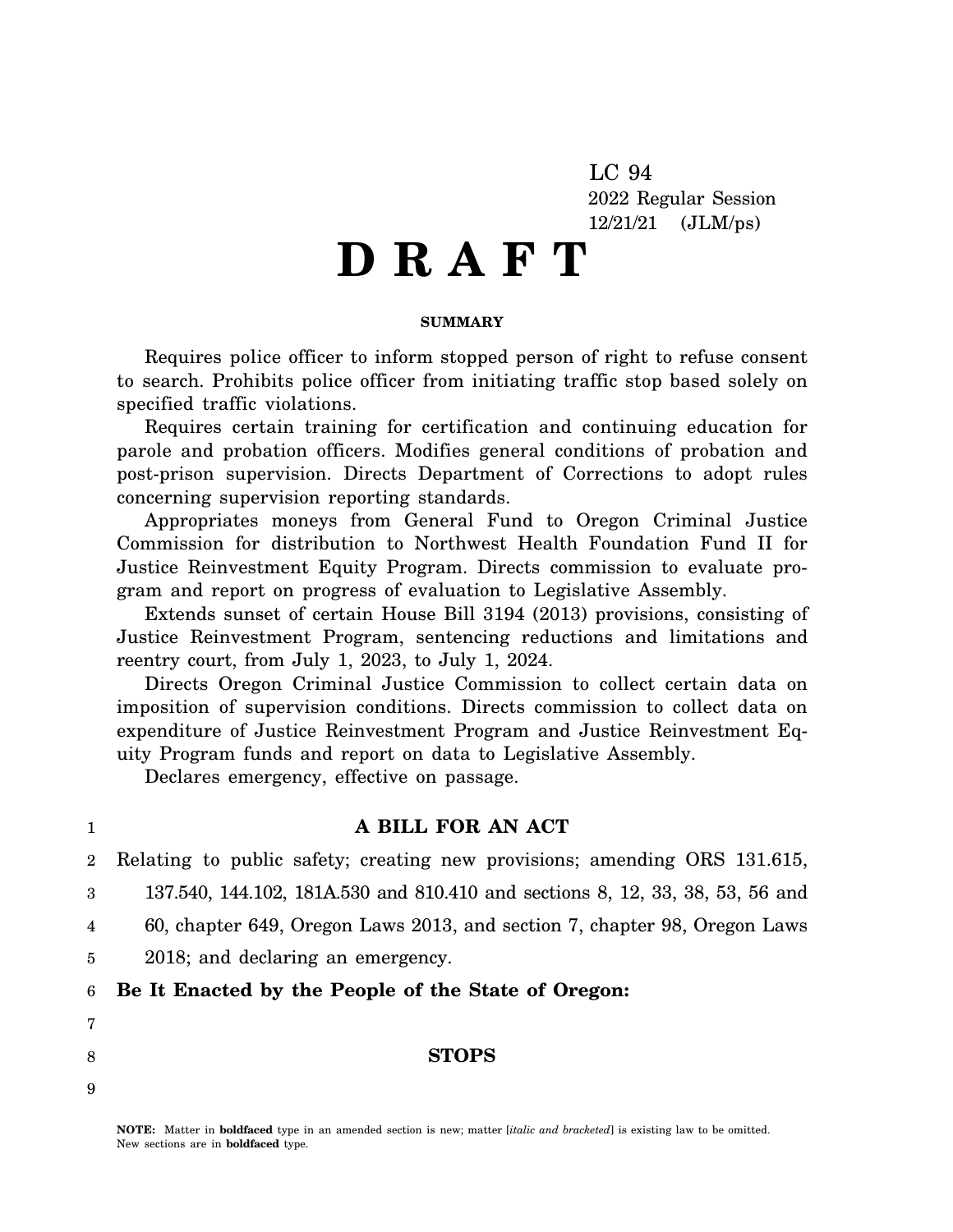LC 94
2022 Regular Session
12/21/21 (JLM/ps)

# D R A F T

**SUMMARY**

Requires police officer to inform stopped person of right to refuse consent to search. Prohibits police officer from initiating traffic stop based solely on specified traffic violations.

Requires certain training for certification and continuing education for parole and probation officers. Modifies general conditions of probation and post-prison supervision. Directs Department of Corrections to adopt rules concerning supervision reporting standards.

Appropriates moneys from General Fund to Oregon Criminal Justice Commission for distribution to Northwest Health Foundation Fund II for Justice Reinvestment Equity Program. Directs commission to evaluate program and report on progress of evaluation to Legislative Assembly.

Extends sunset of certain House Bill 3194 (2013) provisions, consisting of Justice Reinvestment Program, sentencing reductions and limitations and reentry court, from July 1, 2023, to July 1, 2024.

Directs Oregon Criminal Justice Commission to collect certain data on imposition of supervision conditions. Directs commission to collect data on expenditure of Justice Reinvestment Program and Justice Reinvestment Equity Program funds and report on data to Legislative Assembly.

Declares emergency, effective on passage.

1 **A BILL FOR AN ACT**

2 Relating to public safety; creating new provisions; amending ORS 131.615,
3 137.540, 144.102, 181A.530 and 810.410 and sections 8, 12, 33, 38, 53, 56 and
4 60, chapter 649, Oregon Laws 2013, and section 7, chapter 98, Oregon Laws
5 2018; and declaring an emergency.

6 **Be It Enacted by the People of the State of Oregon:**

7

8 **STOPS**

9

**NOTE:** Matter in **boldfaced** type in an amended section is new; matter [*italic and bracketed*] is existing law to be omitted. New sections are in **boldfaced** type.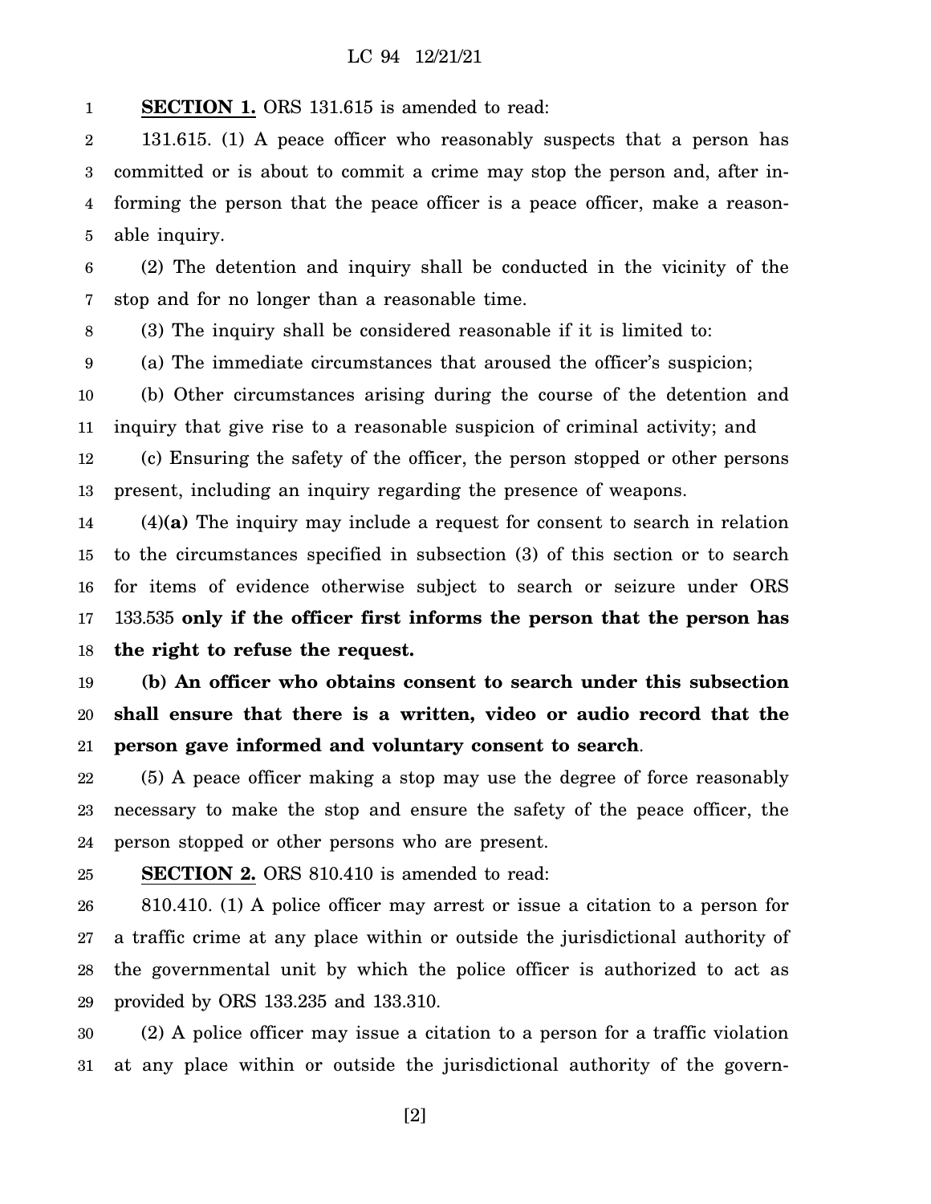**SECTION 1.** ORS 131.615 is amended to read:

131.615. (1) A peace officer who reasonably suspects that a person has committed or is about to commit a crime may stop the person and, after informing the person that the peace officer is a peace officer, make a reasonable inquiry.

(2) The detention and inquiry shall be conducted in the vicinity of the stop and for no longer than a reasonable time.

(3) The inquiry shall be considered reasonable if it is limited to:

(a) The immediate circumstances that aroused the officer's suspicion;

(b) Other circumstances arising during the course of the detention and inquiry that give rise to a reasonable suspicion of criminal activity; and

(c) Ensuring the safety of the officer, the person stopped or other persons present, including an inquiry regarding the presence of weapons.

(4)**(a)** The inquiry may include a request for consent to search in relation to the circumstances specified in subsection (3) of this section or to search for items of evidence otherwise subject to search or seizure under ORS 133.535 **only if the officer first informs the person that the person has the right to refuse the request.**

**(b) An officer who obtains consent to search under this subsection shall ensure that there is a written, video or audio record that the person gave informed and voluntary consent to search**.

(5) A peace officer making a stop may use the degree of force reasonably necessary to make the stop and ensure the safety of the peace officer, the person stopped or other persons who are present.

**SECTION 2.** ORS 810.410 is amended to read:

810.410. (1) A police officer may arrest or issue a citation to a person for a traffic crime at any place within or outside the jurisdictional authority of the governmental unit by which the police officer is authorized to act as provided by ORS 133.235 and 133.310.

(2) A police officer may issue a citation to a person for a traffic violation at any place within or outside the jurisdictional authority of the govern-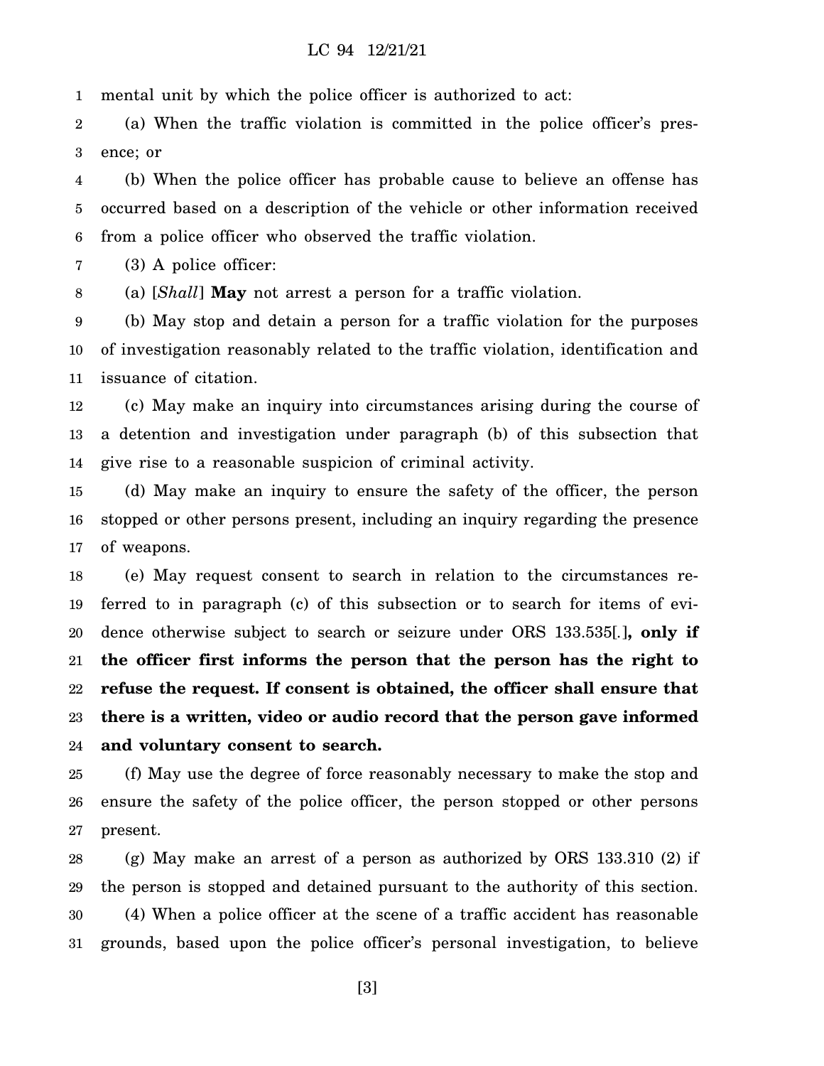mental unit by which the police officer is authorized to act:

(a) When the traffic violation is committed in the police officer's presence; or

(b) When the police officer has probable cause to believe an offense has occurred based on a description of the vehicle or other information received from a police officer who observed the traffic violation.

(3) A police officer:

(a) [*Shall*] **May** not arrest a person for a traffic violation.

(b) May stop and detain a person for a traffic violation for the purposes of investigation reasonably related to the traffic violation, identification and issuance of citation.

(c) May make an inquiry into circumstances arising during the course of a detention and investigation under paragraph (b) of this subsection that give rise to a reasonable suspicion of criminal activity.

(d) May make an inquiry to ensure the safety of the officer, the person stopped or other persons present, including an inquiry regarding the presence of weapons.

(e) May request consent to search in relation to the circumstances referred to in paragraph (c) of this subsection or to search for items of evidence otherwise subject to search or seizure under ORS 133.535[.]**, only if the officer first informs the person that the person has the right to refuse the request. If consent is obtained, the officer shall ensure that there is a written, video or audio record that the person gave informed and voluntary consent to search.**

(f) May use the degree of force reasonably necessary to make the stop and ensure the safety of the police officer, the person stopped or other persons present.

(g) May make an arrest of a person as authorized by ORS 133.310 (2) if the person is stopped and detained pursuant to the authority of this section.

(4) When a police officer at the scene of a traffic accident has reasonable grounds, based upon the police officer's personal investigation, to believe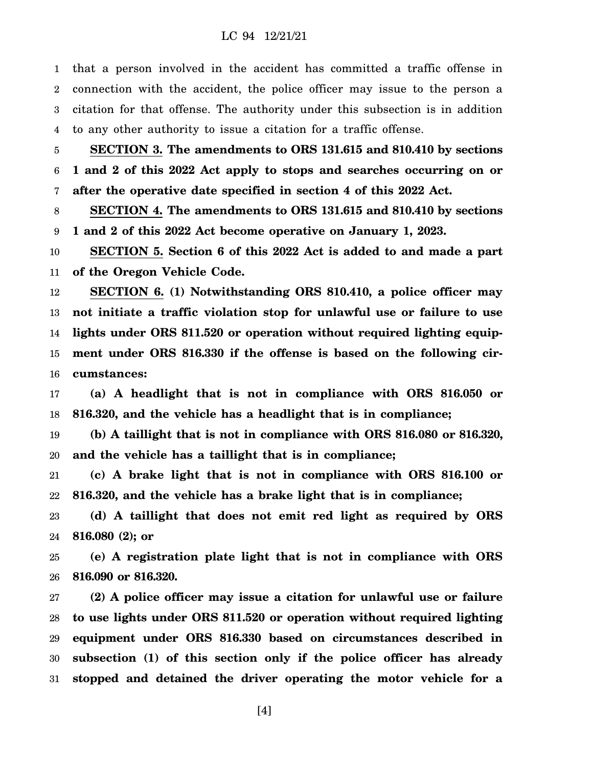that a person involved in the accident has committed a traffic offense in connection with the accident, the police officer may issue to the person a citation for that offense. The authority under this subsection is in addition to any other authority to issue a citation for a traffic offense.

**SECTION 3. The amendments to ORS 131.615 and 810.410 by sections 1 and 2 of this 2022 Act apply to stops and searches occurring on or after the operative date specified in section 4 of this 2022 Act.**

**SECTION 4. The amendments to ORS 131.615 and 810.410 by sections 1 and 2 of this 2022 Act become operative on January 1, 2023.**

**SECTION 5. Section 6 of this 2022 Act is added to and made a part of the Oregon Vehicle Code.**

**SECTION 6. (1) Notwithstanding ORS 810.410, a police officer may not initiate a traffic violation stop for unlawful use or failure to use lights under ORS 811.520 or operation without required lighting equipment under ORS 816.330 if the offense is based on the following circumstances:**

**(a) A headlight that is not in compliance with ORS 816.050 or 816.320, and the vehicle has a headlight that is in compliance;**

**(b) A taillight that is not in compliance with ORS 816.080 or 816.320, and the vehicle has a taillight that is in compliance;**

**(c) A brake light that is not in compliance with ORS 816.100 or 816.320, and the vehicle has a brake light that is in compliance;**

**(d) A taillight that does not emit red light as required by ORS 816.080 (2); or**

**(e) A registration plate light that is not in compliance with ORS 816.090 or 816.320.**

**(2) A police officer may issue a citation for unlawful use or failure to use lights under ORS 811.520 or operation without required lighting equipment under ORS 816.330 based on circumstances described in subsection (1) of this section only if the police officer has already stopped and detained the driver operating the motor vehicle for a**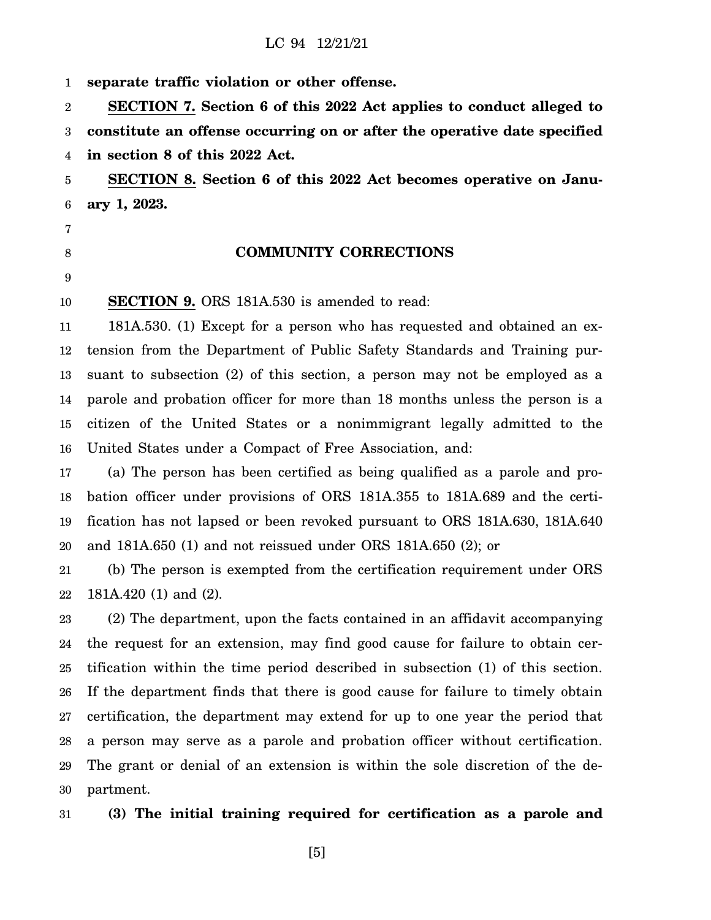**separate traffic violation or other offense.**

**SECTION 7. Section 6 of this 2022 Act applies to conduct alleged to constitute an offense occurring on or after the operative date specified in section 8 of this 2022 Act.**

**SECTION 8. Section 6 of this 2022 Act becomes operative on January 1, 2023.**

## COMMUNITY CORRECTIONS

**SECTION 9.** ORS 181A.530 is amended to read:

181A.530. (1) Except for a person who has requested and obtained an extension from the Department of Public Safety Standards and Training pursuant to subsection (2) of this section, a person may not be employed as a parole and probation officer for more than 18 months unless the person is a citizen of the United States or a nonimmigrant legally admitted to the United States under a Compact of Free Association, and:

(a) The person has been certified as being qualified as a parole and probation officer under provisions of ORS 181A.355 to 181A.689 and the certification has not lapsed or been revoked pursuant to ORS 181A.630, 181A.640 and 181A.650 (1) and not reissued under ORS 181A.650 (2); or

(b) The person is exempted from the certification requirement under ORS 181A.420 (1) and (2).

(2) The department, upon the facts contained in an affidavit accompanying the request for an extension, may find good cause for failure to obtain certification within the time period described in subsection (1) of this section. If the department finds that there is good cause for failure to timely obtain certification, the department may extend for up to one year the period that a person may serve as a parole and probation officer without certification. The grant or denial of an extension is within the sole discretion of the department.

**(3) The initial training required for certification as a parole and**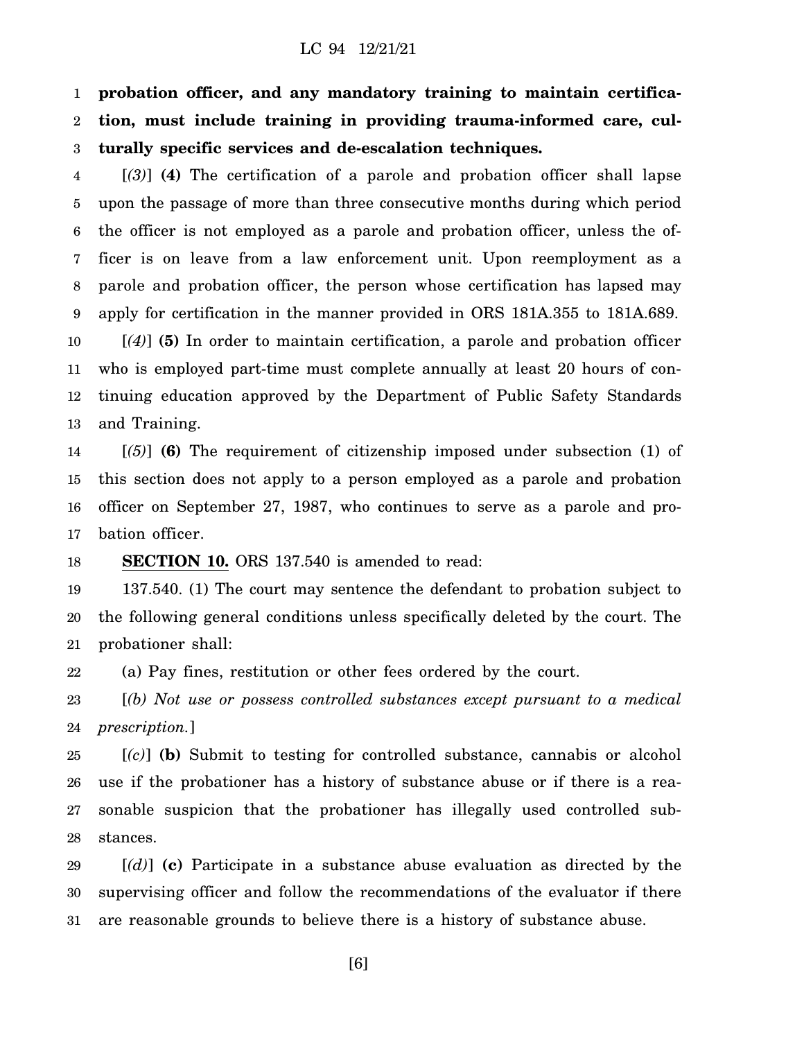**probation officer, and any mandatory training to maintain certification, must include training in providing trauma-informed care, culturally specific services and de-escalation techniques.**

[*(3)*] **(4)** The certification of a parole and probation officer shall lapse upon the passage of more than three consecutive months during which period the officer is not employed as a parole and probation officer, unless the officer is on leave from a law enforcement unit. Upon reemployment as a parole and probation officer, the person whose certification has lapsed may apply for certification in the manner provided in ORS 181A.355 to 181A.689.

[*(4)*] **(5)** In order to maintain certification, a parole and probation officer who is employed part-time must complete annually at least 20 hours of continuing education approved by the Department of Public Safety Standards and Training.

[*(5)*] **(6)** The requirement of citizenship imposed under subsection (1) of this section does not apply to a person employed as a parole and probation officer on September 27, 1987, who continues to serve as a parole and probation officer.

**SECTION 10.** ORS 137.540 is amended to read:

137.540. (1) The court may sentence the defendant to probation subject to the following general conditions unless specifically deleted by the court. The probationer shall:

(a) Pay fines, restitution or other fees ordered by the court.

[*(b) Not use or possess controlled substances except pursuant to a medical prescription.*]

[*(c)*] **(b)** Submit to testing for controlled substance, cannabis or alcohol use if the probationer has a history of substance abuse or if there is a reasonable suspicion that the probationer has illegally used controlled substances.

[*(d)*] **(c)** Participate in a substance abuse evaluation as directed by the supervising officer and follow the recommendations of the evaluator if there are reasonable grounds to believe there is a history of substance abuse.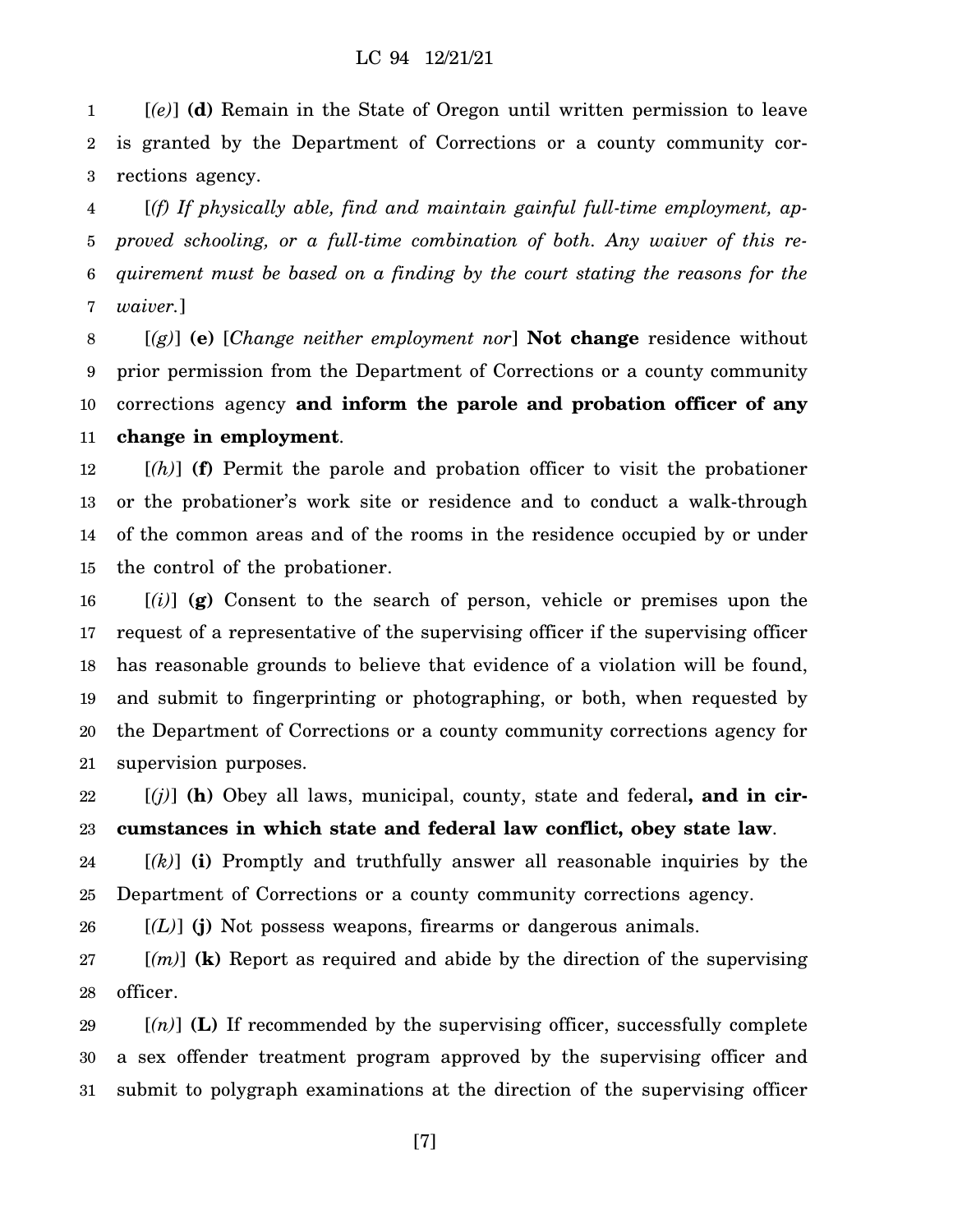[*(e)*] **(d)** Remain in the State of Oregon until written permission to leave is granted by the Department of Corrections or a county community corrections agency.

[*(f) If physically able, find and maintain gainful full-time employment, approved schooling, or a full-time combination of both. Any waiver of this requirement must be based on a finding by the court stating the reasons for the waiver.*]

[*(g)*] **(e)** [*Change neither employment nor*] **Not change** residence without prior permission from the Department of Corrections or a county community corrections agency **and inform the parole and probation officer of any change in employment**.

[*(h)*] **(f)** Permit the parole and probation officer to visit the probationer or the probationer's work site or residence and to conduct a walk-through of the common areas and of the rooms in the residence occupied by or under the control of the probationer.

[*(i)*] **(g)** Consent to the search of person, vehicle or premises upon the request of a representative of the supervising officer if the supervising officer has reasonable grounds to believe that evidence of a violation will be found, and submit to fingerprinting or photographing, or both, when requested by the Department of Corrections or a county community corrections agency for supervision purposes.

[*(j)*] **(h)** Obey all laws, municipal, county, state and federal**, and in circumstances in which state and federal law conflict, obey state law**.

[*(k)*] **(i)** Promptly and truthfully answer all reasonable inquiries by the Department of Corrections or a county community corrections agency.

[*(L)*] **(j)** Not possess weapons, firearms or dangerous animals.

[*(m)*] **(k)** Report as required and abide by the direction of the supervising officer.

[*(n)*] **(L)** If recommended by the supervising officer, successfully complete a sex offender treatment program approved by the supervising officer and submit to polygraph examinations at the direction of the supervising officer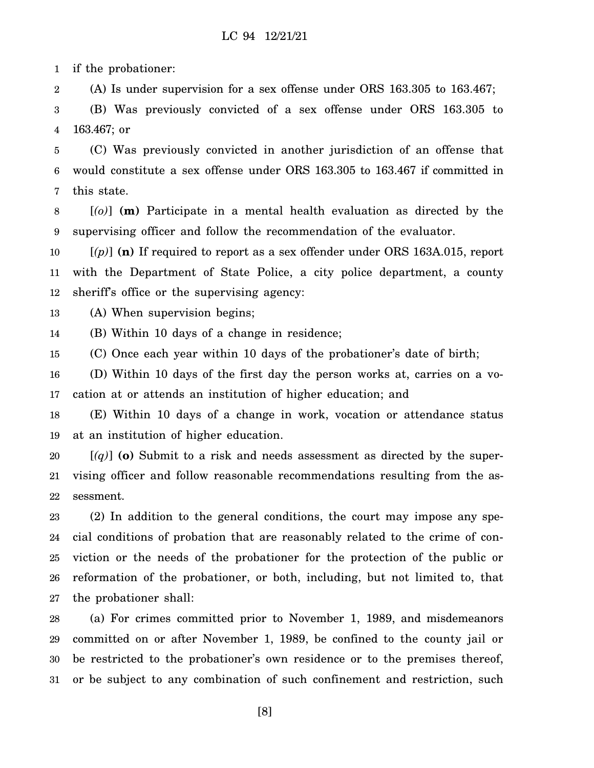if the probationer:

(A) Is under supervision for a sex offense under ORS 163.305 to 163.467;

(B) Was previously convicted of a sex offense under ORS 163.305 to 163.467; or

(C) Was previously convicted in another jurisdiction of an offense that would constitute a sex offense under ORS 163.305 to 163.467 if committed in this state.

[*(o)*] **(m)** Participate in a mental health evaluation as directed by the supervising officer and follow the recommendation of the evaluator.

[*(p)*] **(n)** If required to report as a sex offender under ORS 163A.015, report with the Department of State Police, a city police department, a county sheriff's office or the supervising agency:

(A) When supervision begins;

(B) Within 10 days of a change in residence;

(C) Once each year within 10 days of the probationer's date of birth;

(D) Within 10 days of the first day the person works at, carries on a vocation at or attends an institution of higher education; and

(E) Within 10 days of a change in work, vocation or attendance status at an institution of higher education.

[*(q)*] **(o)** Submit to a risk and needs assessment as directed by the supervising officer and follow reasonable recommendations resulting from the assessment.

(2) In addition to the general conditions, the court may impose any special conditions of probation that are reasonably related to the crime of conviction or the needs of the probationer for the protection of the public or reformation of the probationer, or both, including, but not limited to, that the probationer shall:

(a) For crimes committed prior to November 1, 1989, and misdemeanors committed on or after November 1, 1989, be confined to the county jail or be restricted to the probationer's own residence or to the premises thereof, or be subject to any combination of such confinement and restriction, such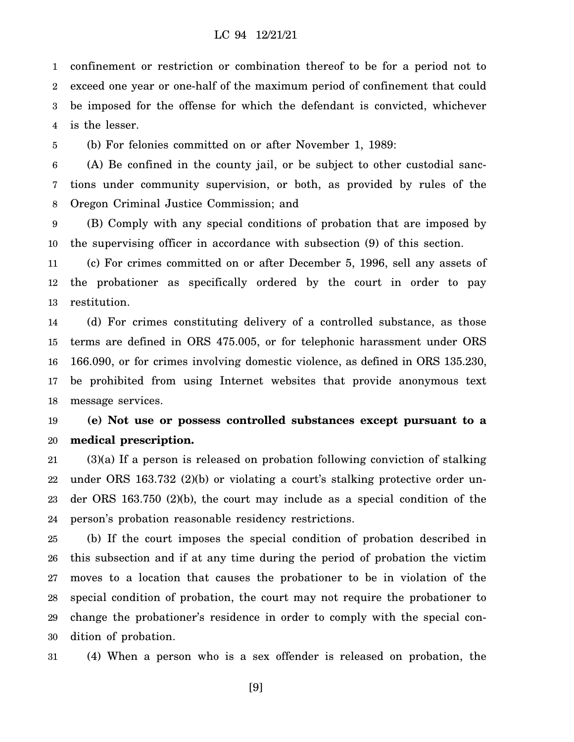confinement or restriction or combination thereof to be for a period not to exceed one year or one-half of the maximum period of confinement that could be imposed for the offense for which the defendant is convicted, whichever is the lesser.

(b) For felonies committed on or after November 1, 1989:

(A) Be confined in the county jail, or be subject to other custodial sanctions under community supervision, or both, as provided by rules of the Oregon Criminal Justice Commission; and

(B) Comply with any special conditions of probation that are imposed by the supervising officer in accordance with subsection (9) of this section.

(c) For crimes committed on or after December 5, 1996, sell any assets of the probationer as specifically ordered by the court in order to pay restitution.

(d) For crimes constituting delivery of a controlled substance, as those terms are defined in ORS 475.005, or for telephonic harassment under ORS 166.090, or for crimes involving domestic violence, as defined in ORS 135.230, be prohibited from using Internet websites that provide anonymous text message services.

**(e) Not use or possess controlled substances except pursuant to a medical prescription.**

(3)(a) If a person is released on probation following conviction of stalking under ORS 163.732 (2)(b) or violating a court's stalking protective order under ORS 163.750 (2)(b), the court may include as a special condition of the person's probation reasonable residency restrictions.

(b) If the court imposes the special condition of probation described in this subsection and if at any time during the period of probation the victim moves to a location that causes the probationer to be in violation of the special condition of probation, the court may not require the probationer to change the probationer's residence in order to comply with the special condition of probation.

(4) When a person who is a sex offender is released on probation, the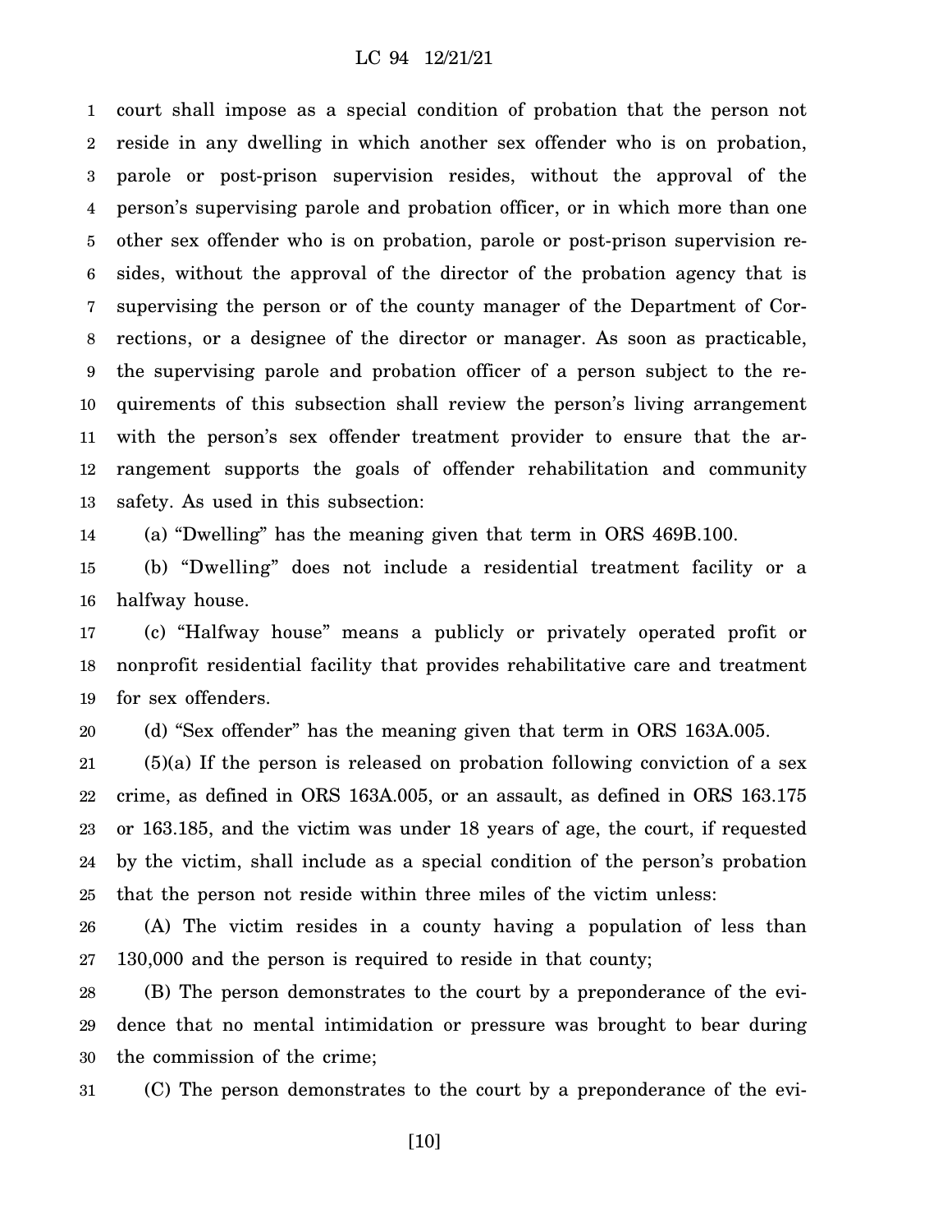court shall impose as a special condition of probation that the person not reside in any dwelling in which another sex offender who is on probation, parole or post-prison supervision resides, without the approval of the person's supervising parole and probation officer, or in which more than one other sex offender who is on probation, parole or post-prison supervision resides, without the approval of the director of the probation agency that is supervising the person or of the county manager of the Department of Corrections, or a designee of the director or manager. As soon as practicable, the supervising parole and probation officer of a person subject to the requirements of this subsection shall review the person's living arrangement with the person's sex offender treatment provider to ensure that the arrangement supports the goals of offender rehabilitation and community safety. As used in this subsection:

(a) "Dwelling" has the meaning given that term in ORS 469B.100.

(b) "Dwelling" does not include a residential treatment facility or a halfway house.

(c) "Halfway house" means a publicly or privately operated profit or nonprofit residential facility that provides rehabilitative care and treatment for sex offenders.

(d) "Sex offender" has the meaning given that term in ORS 163A.005.

(5)(a) If the person is released on probation following conviction of a sex crime, as defined in ORS 163A.005, or an assault, as defined in ORS 163.175 or 163.185, and the victim was under 18 years of age, the court, if requested by the victim, shall include as a special condition of the person's probation that the person not reside within three miles of the victim unless:

(A) The victim resides in a county having a population of less than 130,000 and the person is required to reside in that county;

(B) The person demonstrates to the court by a preponderance of the evidence that no mental intimidation or pressure was brought to bear during the commission of the crime;

(C) The person demonstrates to the court by a preponderance of the evi-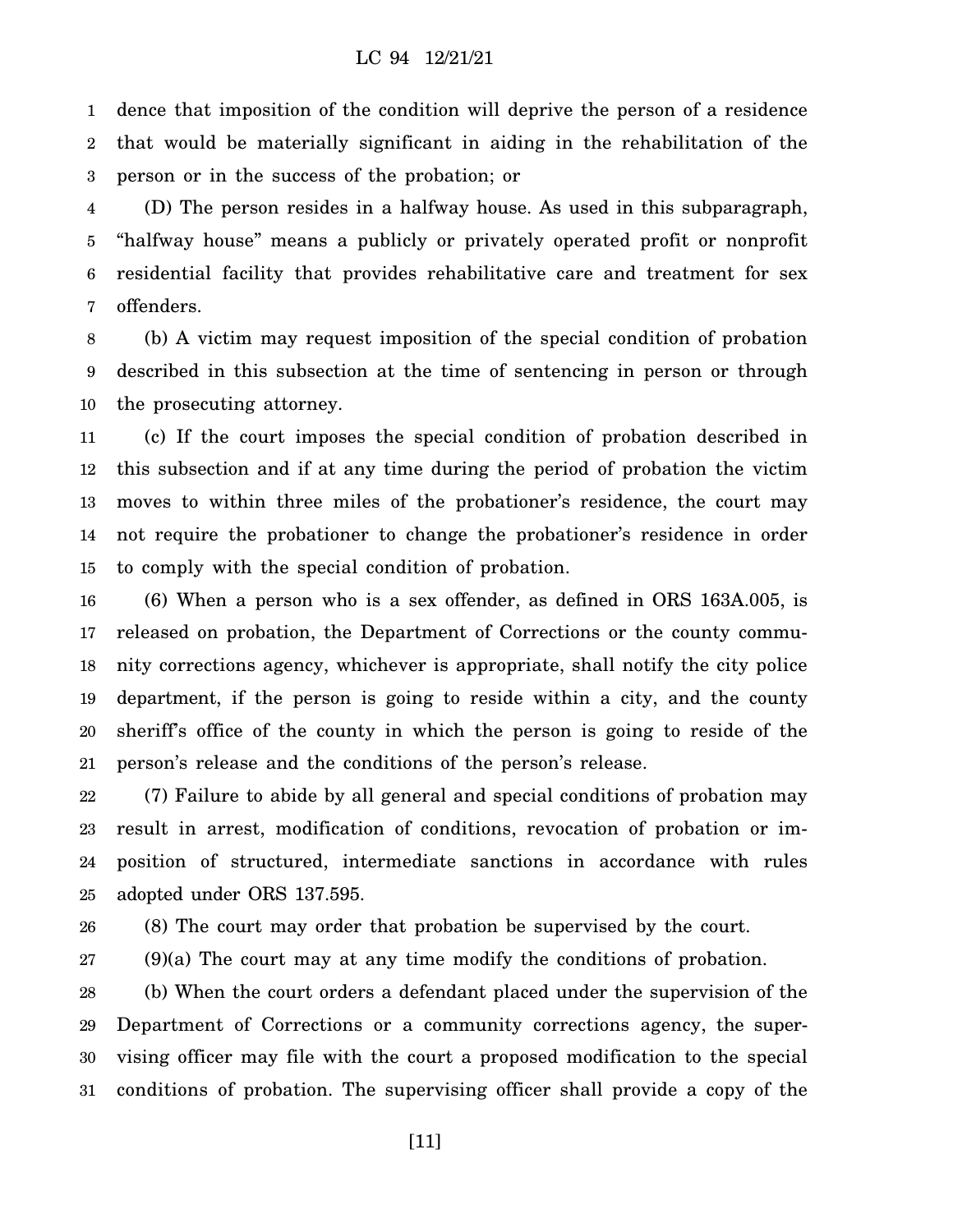dence that imposition of the condition will deprive the person of a residence that would be materially significant in aiding in the rehabilitation of the person or in the success of the probation; or

(D) The person resides in a halfway house. As used in this subparagraph, "halfway house" means a publicly or privately operated profit or nonprofit residential facility that provides rehabilitative care and treatment for sex offenders.

(b) A victim may request imposition of the special condition of probation described in this subsection at the time of sentencing in person or through the prosecuting attorney.

(c) If the court imposes the special condition of probation described in this subsection and if at any time during the period of probation the victim moves to within three miles of the probationer's residence, the court may not require the probationer to change the probationer's residence in order to comply with the special condition of probation.

(6) When a person who is a sex offender, as defined in ORS 163A.005, is released on probation, the Department of Corrections or the county community corrections agency, whichever is appropriate, shall notify the city police department, if the person is going to reside within a city, and the county sheriff's office of the county in which the person is going to reside of the person's release and the conditions of the person's release.

(7) Failure to abide by all general and special conditions of probation may result in arrest, modification of conditions, revocation of probation or imposition of structured, intermediate sanctions in accordance with rules adopted under ORS 137.595.

(8) The court may order that probation be supervised by the court.

(9)(a) The court may at any time modify the conditions of probation.

(b) When the court orders a defendant placed under the supervision of the Department of Corrections or a community corrections agency, the supervising officer may file with the court a proposed modification to the special conditions of probation. The supervising officer shall provide a copy of the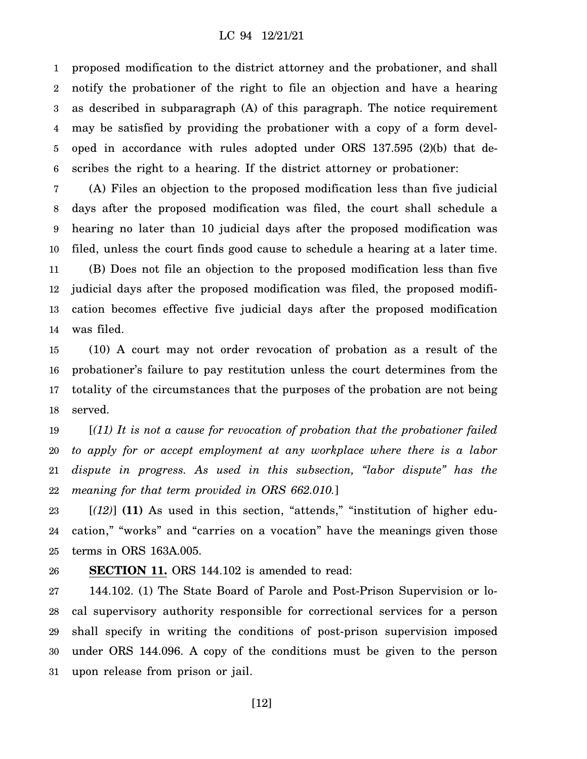proposed modification to the district attorney and the probationer, and shall notify the probationer of the right to file an objection and have a hearing as described in subparagraph (A) of this paragraph. The notice requirement may be satisfied by providing the probationer with a copy of a form developed in accordance with rules adopted under ORS 137.595 (2)(b) that describes the right to a hearing. If the district attorney or probationer:

(A) Files an objection to the proposed modification less than five judicial days after the proposed modification was filed, the court shall schedule a hearing no later than 10 judicial days after the proposed modification was filed, unless the court finds good cause to schedule a hearing at a later time.

(B) Does not file an objection to the proposed modification less than five judicial days after the proposed modification was filed, the proposed modification becomes effective five judicial days after the proposed modification was filed.

(10) A court may not order revocation of probation as a result of the probationer's failure to pay restitution unless the court determines from the totality of the circumstances that the purposes of the probation are not being served.

[*(11) It is not a cause for revocation of probation that the probationer failed to apply for or accept employment at any workplace where there is a labor dispute in progress. As used in this subsection, "labor dispute" has the meaning for that term provided in ORS 662.010.*]

[*(12)*] **(11)** As used in this section, "attends," "institution of higher education," "works" and "carries on a vocation" have the meanings given those terms in ORS 163A.005.

**SECTION 11.** ORS 144.102 is amended to read:

144.102. (1) The State Board of Parole and Post-Prison Supervision or local supervisory authority responsible for correctional services for a person shall specify in writing the conditions of post-prison supervision imposed under ORS 144.096. A copy of the conditions must be given to the person upon release from prison or jail.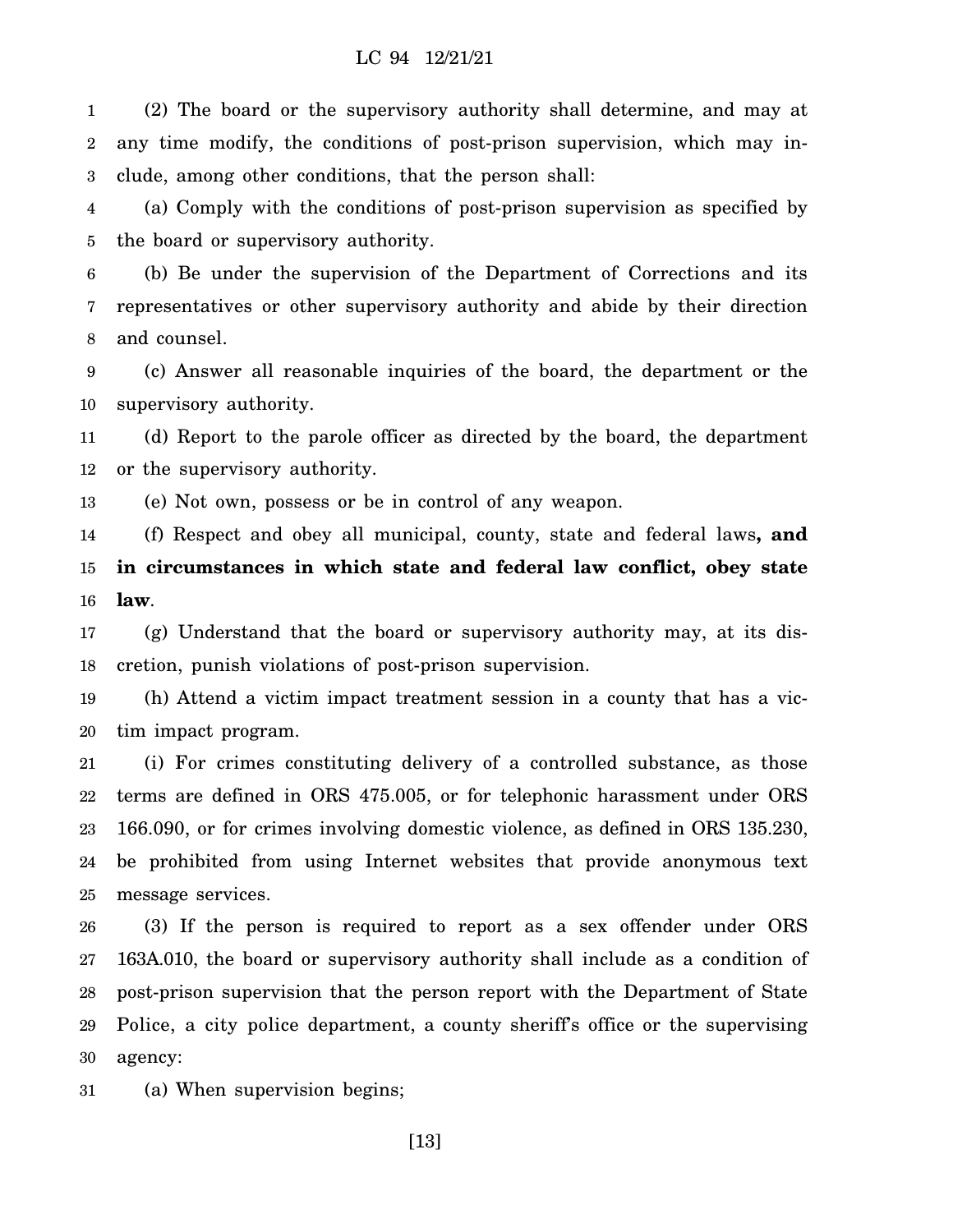(2) The board or the supervisory authority shall determine, and may at any time modify, the conditions of post-prison supervision, which may include, among other conditions, that the person shall:

(a) Comply with the conditions of post-prison supervision as specified by the board or supervisory authority.

(b) Be under the supervision of the Department of Corrections and its representatives or other supervisory authority and abide by their direction and counsel.

(c) Answer all reasonable inquiries of the board, the department or the supervisory authority.

(d) Report to the parole officer as directed by the board, the department or the supervisory authority.

(e) Not own, possess or be in control of any weapon.

(f) Respect and obey all municipal, county, state and federal laws**, and in circumstances in which state and federal law conflict, obey state law**.

(g) Understand that the board or supervisory authority may, at its discretion, punish violations of post-prison supervision.

(h) Attend a victim impact treatment session in a county that has a victim impact program.

(i) For crimes constituting delivery of a controlled substance, as those terms are defined in ORS 475.005, or for telephonic harassment under ORS 166.090, or for crimes involving domestic violence, as defined in ORS 135.230, be prohibited from using Internet websites that provide anonymous text message services.

(3) If the person is required to report as a sex offender under ORS 163A.010, the board or supervisory authority shall include as a condition of post-prison supervision that the person report with the Department of State Police, a city police department, a county sheriff's office or the supervising agency:

(a) When supervision begins;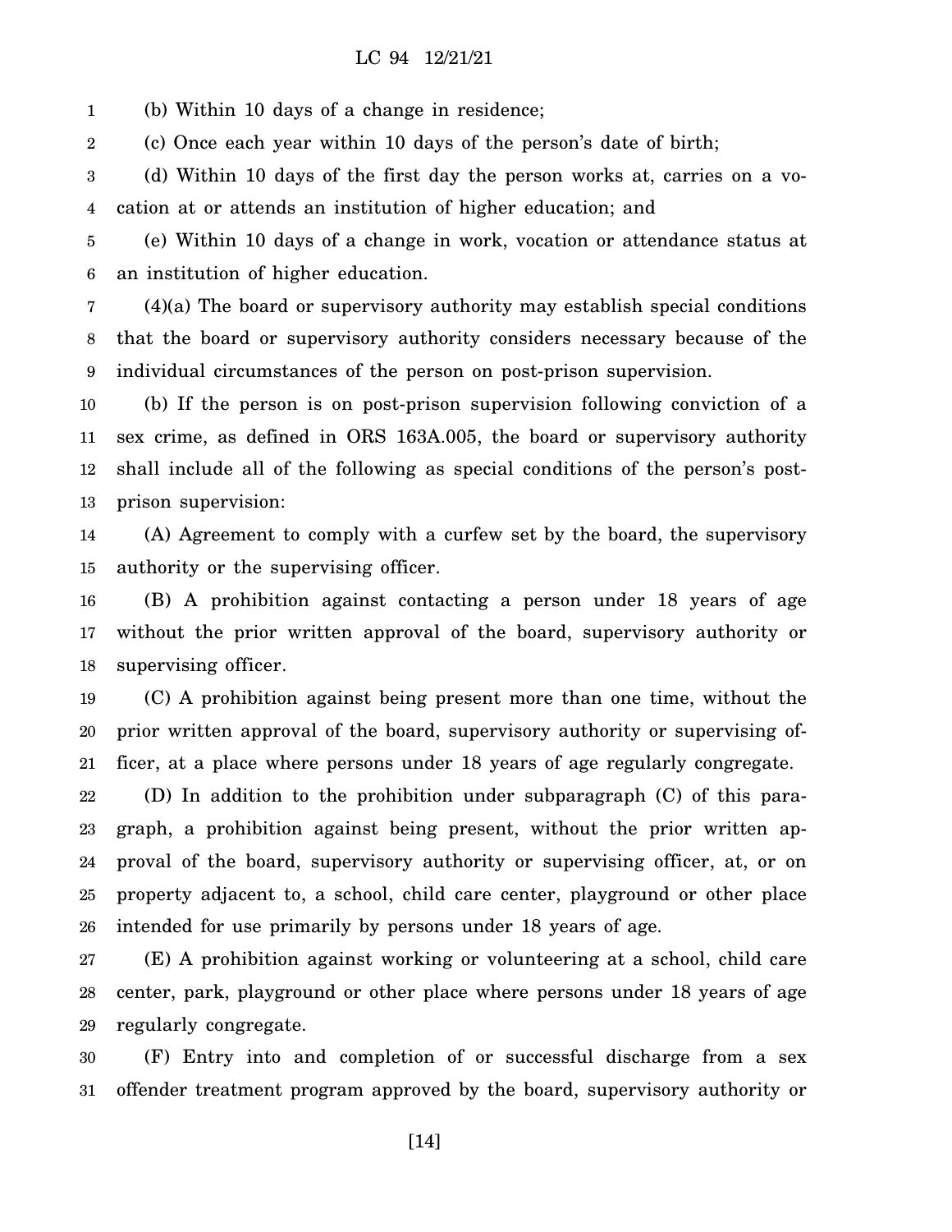(b) Within 10 days of a change in residence;

(c) Once each year within 10 days of the person's date of birth;

(d) Within 10 days of the first day the person works at, carries on a vocation at or attends an institution of higher education; and

(e) Within 10 days of a change in work, vocation or attendance status at an institution of higher education.

(4)(a) The board or supervisory authority may establish special conditions that the board or supervisory authority considers necessary because of the individual circumstances of the person on post-prison supervision.

(b) If the person is on post-prison supervision following conviction of a sex crime, as defined in ORS 163A.005, the board or supervisory authority shall include all of the following as special conditions of the person's post-prison supervision:

(A) Agreement to comply with a curfew set by the board, the supervisory authority or the supervising officer.

(B) A prohibition against contacting a person under 18 years of age without the prior written approval of the board, supervisory authority or supervising officer.

(C) A prohibition against being present more than one time, without the prior written approval of the board, supervisory authority or supervising officer, at a place where persons under 18 years of age regularly congregate.

(D) In addition to the prohibition under subparagraph (C) of this paragraph, a prohibition against being present, without the prior written approval of the board, supervisory authority or supervising officer, at, or on property adjacent to, a school, child care center, playground or other place intended for use primarily by persons under 18 years of age.

(E) A prohibition against working or volunteering at a school, child care center, park, playground or other place where persons under 18 years of age regularly congregate.

(F) Entry into and completion of or successful discharge from a sex offender treatment program approved by the board, supervisory authority or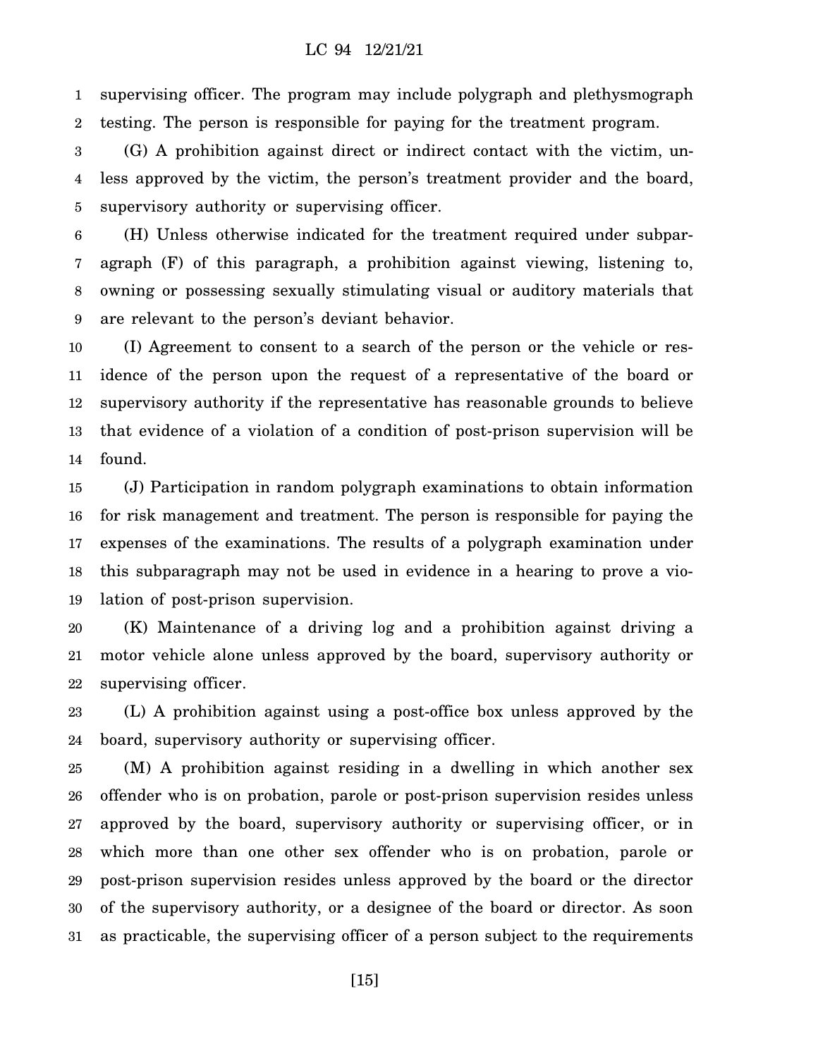supervising officer. The program may include polygraph and plethysmograph testing. The person is responsible for paying for the treatment program.

(G) A prohibition against direct or indirect contact with the victim, unless approved by the victim, the person's treatment provider and the board, supervisory authority or supervising officer.

(H) Unless otherwise indicated for the treatment required under subparagraph (F) of this paragraph, a prohibition against viewing, listening to, owning or possessing sexually stimulating visual or auditory materials that are relevant to the person's deviant behavior.

(I) Agreement to consent to a search of the person or the vehicle or residence of the person upon the request of a representative of the board or supervisory authority if the representative has reasonable grounds to believe that evidence of a violation of a condition of post-prison supervision will be found.

(J) Participation in random polygraph examinations to obtain information for risk management and treatment. The person is responsible for paying the expenses of the examinations. The results of a polygraph examination under this subparagraph may not be used in evidence in a hearing to prove a violation of post-prison supervision.

(K) Maintenance of a driving log and a prohibition against driving a motor vehicle alone unless approved by the board, supervisory authority or supervising officer.

(L) A prohibition against using a post-office box unless approved by the board, supervisory authority or supervising officer.

(M) A prohibition against residing in a dwelling in which another sex offender who is on probation, parole or post-prison supervision resides unless approved by the board, supervisory authority or supervising officer, or in which more than one other sex offender who is on probation, parole or post-prison supervision resides unless approved by the board or the director of the supervisory authority, or a designee of the board or director. As soon as practicable, the supervising officer of a person subject to the requirements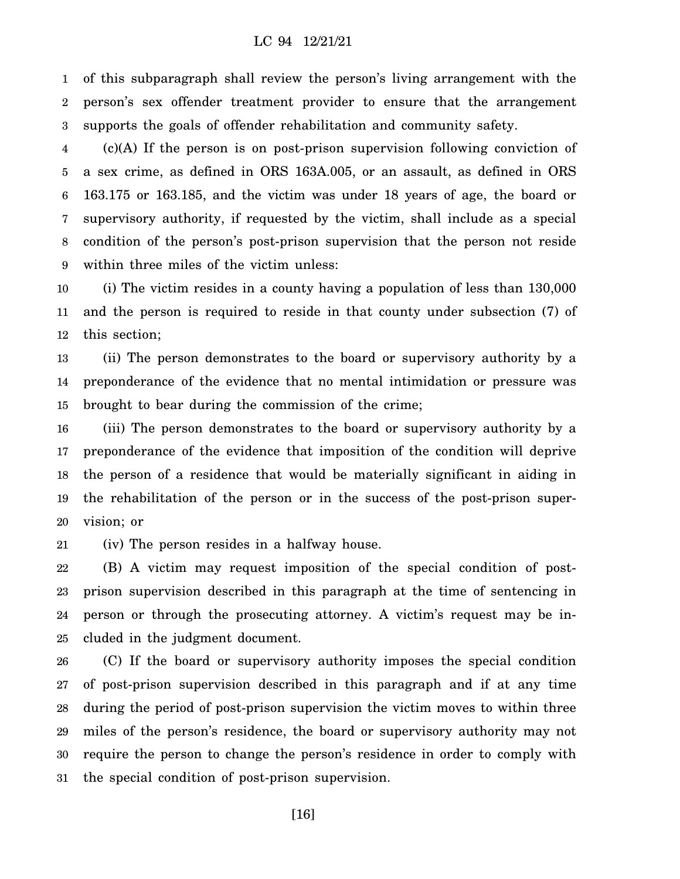of this subparagraph shall review the person's living arrangement with the person's sex offender treatment provider to ensure that the arrangement supports the goals of offender rehabilitation and community safety.

(c)(A) If the person is on post-prison supervision following conviction of a sex crime, as defined in ORS 163A.005, or an assault, as defined in ORS 163.175 or 163.185, and the victim was under 18 years of age, the board or supervisory authority, if requested by the victim, shall include as a special condition of the person's post-prison supervision that the person not reside within three miles of the victim unless:

(i) The victim resides in a county having a population of less than 130,000 and the person is required to reside in that county under subsection (7) of this section;

(ii) The person demonstrates to the board or supervisory authority by a preponderance of the evidence that no mental intimidation or pressure was brought to bear during the commission of the crime;

(iii) The person demonstrates to the board or supervisory authority by a preponderance of the evidence that imposition of the condition will deprive the person of a residence that would be materially significant in aiding in the rehabilitation of the person or in the success of the post-prison supervision; or

(iv) The person resides in a halfway house.

(B) A victim may request imposition of the special condition of post-prison supervision described in this paragraph at the time of sentencing in person or through the prosecuting attorney. A victim's request may be included in the judgment document.

(C) If the board or supervisory authority imposes the special condition of post-prison supervision described in this paragraph and if at any time during the period of post-prison supervision the victim moves to within three miles of the person's residence, the board or supervisory authority may not require the person to change the person's residence in order to comply with the special condition of post-prison supervision.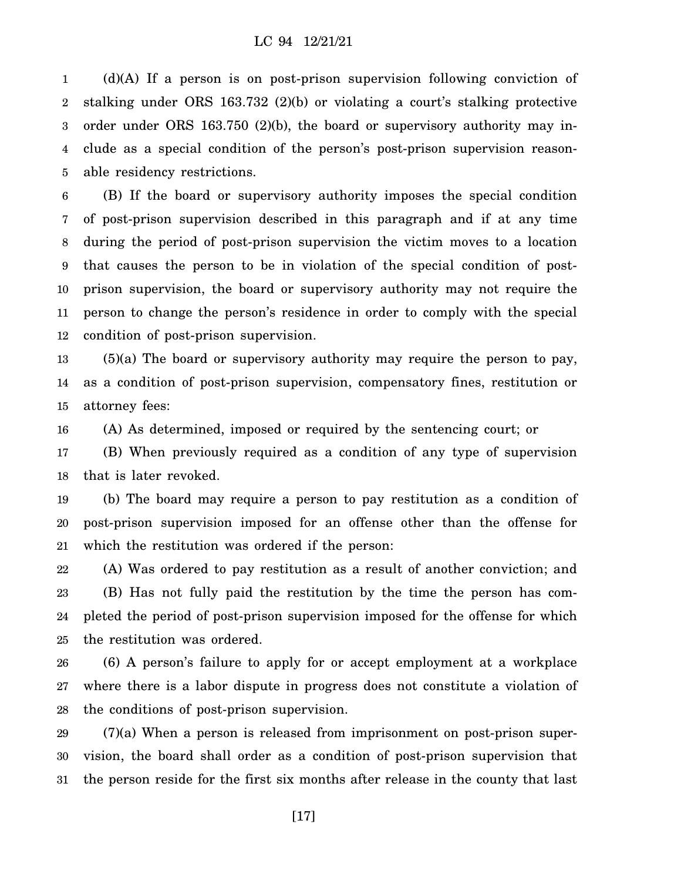(d)(A) If a person is on post-prison supervision following conviction of stalking under ORS 163.732 (2)(b) or violating a court's stalking protective order under ORS 163.750 (2)(b), the board or supervisory authority may include as a special condition of the person's post-prison supervision reasonable residency restrictions.

(B) If the board or supervisory authority imposes the special condition of post-prison supervision described in this paragraph and if at any time during the period of post-prison supervision the victim moves to a location that causes the person to be in violation of the special condition of post-prison supervision, the board or supervisory authority may not require the person to change the person's residence in order to comply with the special condition of post-prison supervision.

(5)(a) The board or supervisory authority may require the person to pay, as a condition of post-prison supervision, compensatory fines, restitution or attorney fees:

(A) As determined, imposed or required by the sentencing court; or

(B) When previously required as a condition of any type of supervision that is later revoked.

(b) The board may require a person to pay restitution as a condition of post-prison supervision imposed for an offense other than the offense for which the restitution was ordered if the person:

(A) Was ordered to pay restitution as a result of another conviction; and

(B) Has not fully paid the restitution by the time the person has completed the period of post-prison supervision imposed for the offense for which the restitution was ordered.

(6) A person's failure to apply for or accept employment at a workplace where there is a labor dispute in progress does not constitute a violation of the conditions of post-prison supervision.

(7)(a) When a person is released from imprisonment on post-prison supervision, the board shall order as a condition of post-prison supervision that the person reside for the first six months after release in the county that last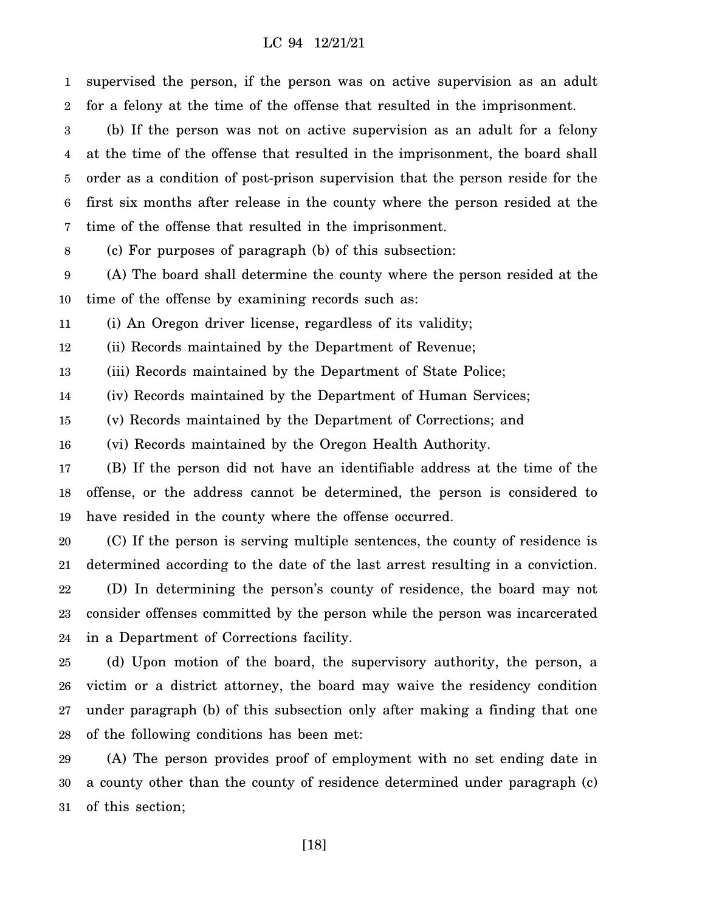supervised the person, if the person was on active supervision as an adult for a felony at the time of the offense that resulted in the imprisonment.

(b) If the person was not on active supervision as an adult for a felony at the time of the offense that resulted in the imprisonment, the board shall order as a condition of post-prison supervision that the person reside for the first six months after release in the county where the person resided at the time of the offense that resulted in the imprisonment.

(c) For purposes of paragraph (b) of this subsection:

(A) The board shall determine the county where the person resided at the time of the offense by examining records such as:

(i) An Oregon driver license, regardless of its validity;

(ii) Records maintained by the Department of Revenue;

(iii) Records maintained by the Department of State Police;

(iv) Records maintained by the Department of Human Services;

(v) Records maintained by the Department of Corrections; and

(vi) Records maintained by the Oregon Health Authority.

(B) If the person did not have an identifiable address at the time of the offense, or the address cannot be determined, the person is considered to have resided in the county where the offense occurred.

(C) If the person is serving multiple sentences, the county of residence is determined according to the date of the last arrest resulting in a conviction.

(D) In determining the person's county of residence, the board may not consider offenses committed by the person while the person was incarcerated in a Department of Corrections facility.

(d) Upon motion of the board, the supervisory authority, the person, a victim or a district attorney, the board may waive the residency condition under paragraph (b) of this subsection only after making a finding that one of the following conditions has been met:

(A) The person provides proof of employment with no set ending date in a county other than the county of residence determined under paragraph (c) of this section;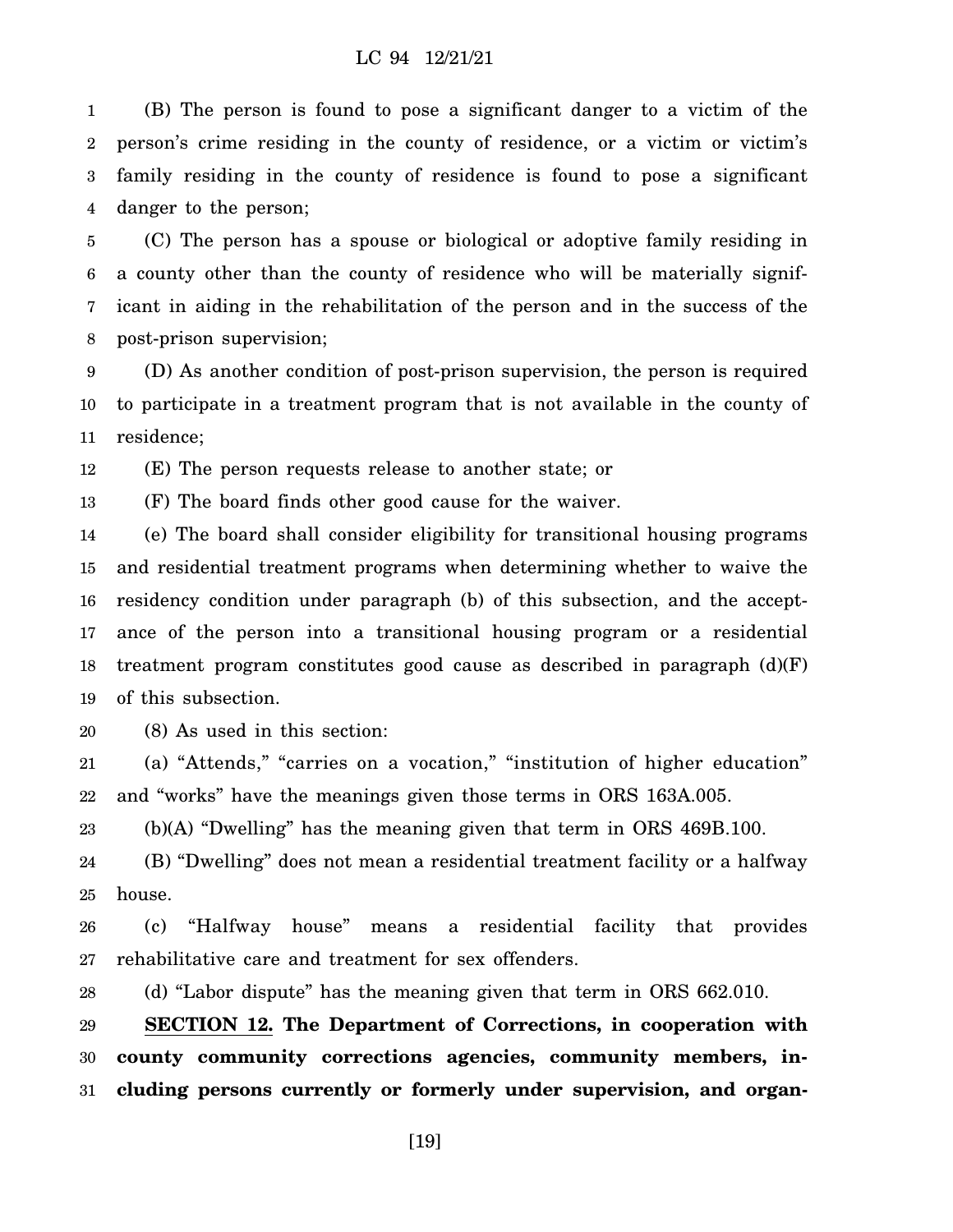(B) The person is found to pose a significant danger to a victim of the person's crime residing in the county of residence, or a victim or victim's family residing in the county of residence is found to pose a significant danger to the person;

(C) The person has a spouse or biological or adoptive family residing in a county other than the county of residence who will be materially significant in aiding in the rehabilitation of the person and in the success of the post-prison supervision;

(D) As another condition of post-prison supervision, the person is required to participate in a treatment program that is not available in the county of residence;

(E) The person requests release to another state; or

(F) The board finds other good cause for the waiver.

(e) The board shall consider eligibility for transitional housing programs and residential treatment programs when determining whether to waive the residency condition under paragraph (b) of this subsection, and the acceptance of the person into a transitional housing program or a residential treatment program constitutes good cause as described in paragraph (d)(F) of this subsection.

(8) As used in this section:

(a) "Attends," "carries on a vocation," "institution of higher education" and "works" have the meanings given those terms in ORS 163A.005.

(b)(A) "Dwelling" has the meaning given that term in ORS 469B.100.

(B) "Dwelling" does not mean a residential treatment facility or a halfway house.

(c) "Halfway house" means a residential facility that provides rehabilitative care and treatment for sex offenders.

(d) "Labor dispute" has the meaning given that term in ORS 662.010.

**SECTION 12. The Department of Corrections, in cooperation with county community corrections agencies, community members, including persons currently or formerly under supervision, and organ-**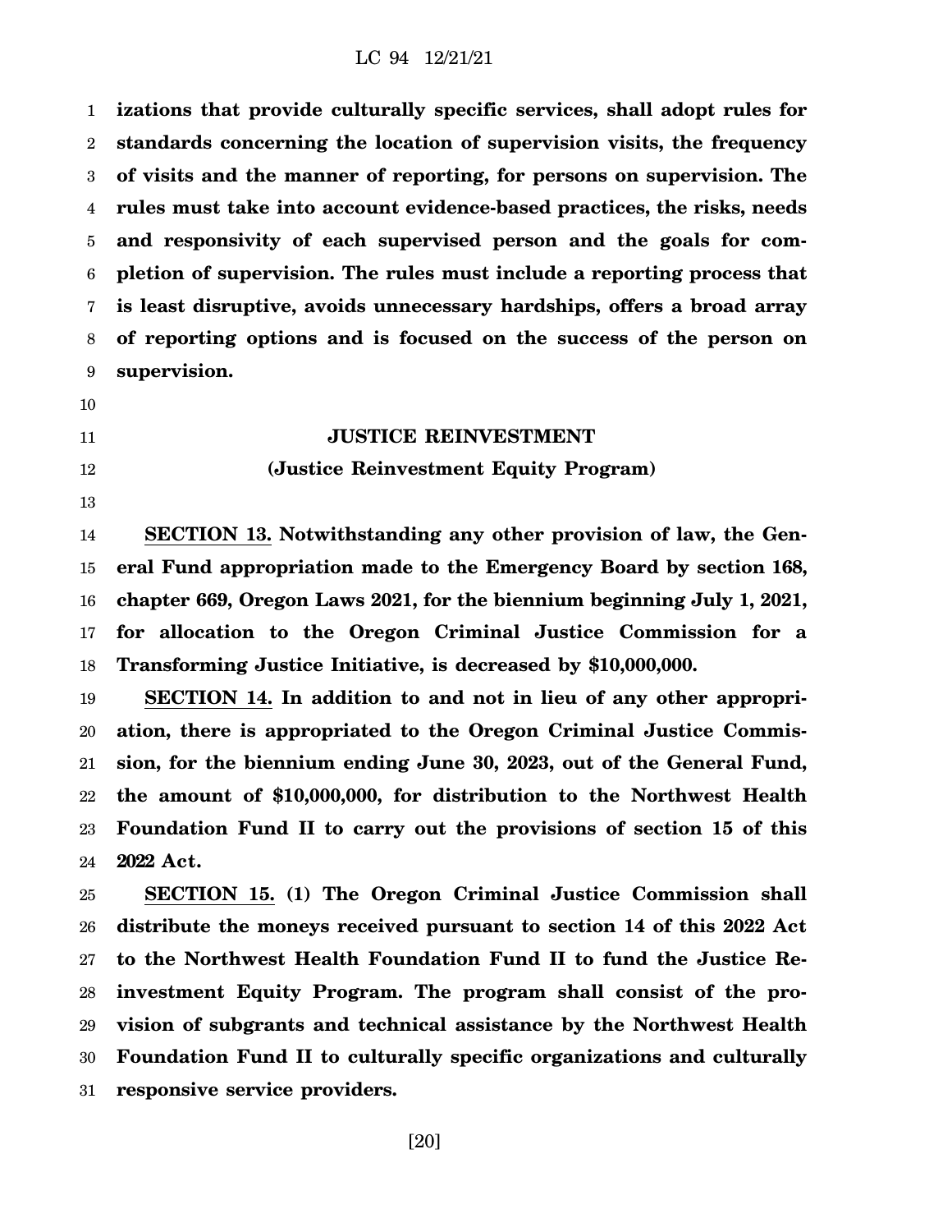**izations that provide culturally specific services, shall adopt rules for standards concerning the location of supervision visits, the frequency of visits and the manner of reporting, for persons on supervision. The rules must take into account evidence-based practices, the risks, needs and responsivity of each supervised person and the goals for completion of supervision. The rules must include a reporting process that is least disruptive, avoids unnecessary hardships, offers a broad array of reporting options and is focused on the success of the person on supervision.**

## JUSTICE REINVESTMENT

### (Justice Reinvestment Equity Program)

**SECTION 13. Notwithstanding any other provision of law, the General Fund appropriation made to the Emergency Board by section 168, chapter 669, Oregon Laws 2021, for the biennium beginning July 1, 2021, for allocation to the Oregon Criminal Justice Commission for a Transforming Justice Initiative, is decreased by $10,000,000.**

**SECTION 14. In addition to and not in lieu of any other appropriation, there is appropriated to the Oregon Criminal Justice Commission, for the biennium ending June 30, 2023, out of the General Fund, the amount of $10,000,000, for distribution to the Northwest Health Foundation Fund II to carry out the provisions of section 15 of this 2022 Act.**

**SECTION 15. (1) The Oregon Criminal Justice Commission shall distribute the moneys received pursuant to section 14 of this 2022 Act to the Northwest Health Foundation Fund II to fund the Justice Reinvestment Equity Program. The program shall consist of the provision of subgrants and technical assistance by the Northwest Health Foundation Fund II to culturally specific organizations and culturally responsive service providers.**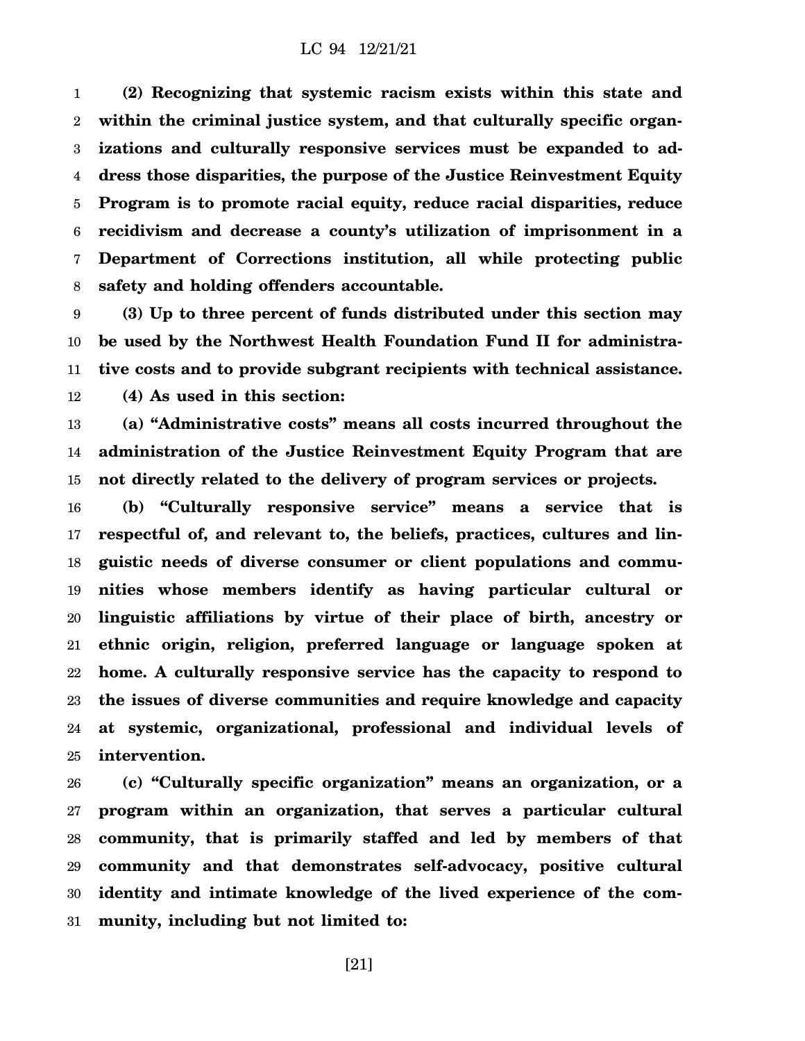**(2) Recognizing that systemic racism exists within this state and within the criminal justice system, and that culturally specific organizations and culturally responsive services must be expanded to address those disparities, the purpose of the Justice Reinvestment Equity Program is to promote racial equity, reduce racial disparities, reduce recidivism and decrease a county's utilization of imprisonment in a Department of Corrections institution, all while protecting public safety and holding offenders accountable.**

**(3) Up to three percent of funds distributed under this section may be used by the Northwest Health Foundation Fund II for administrative costs and to provide subgrant recipients with technical assistance.**

**(4) As used in this section:**

**(a) "Administrative costs" means all costs incurred throughout the administration of the Justice Reinvestment Equity Program that are not directly related to the delivery of program services or projects.**

**(b) "Culturally responsive service" means a service that is respectful of, and relevant to, the beliefs, practices, cultures and linguistic needs of diverse consumer or client populations and communities whose members identify as having particular cultural or linguistic affiliations by virtue of their place of birth, ancestry or ethnic origin, religion, preferred language or language spoken at home. A culturally responsive service has the capacity to respond to the issues of diverse communities and require knowledge and capacity at systemic, organizational, professional and individual levels of intervention.**

**(c) "Culturally specific organization" means an organization, or a program within an organization, that serves a particular cultural community, that is primarily staffed and led by members of that community and that demonstrates self-advocacy, positive cultural identity and intimate knowledge of the lived experience of the community, including but not limited to:**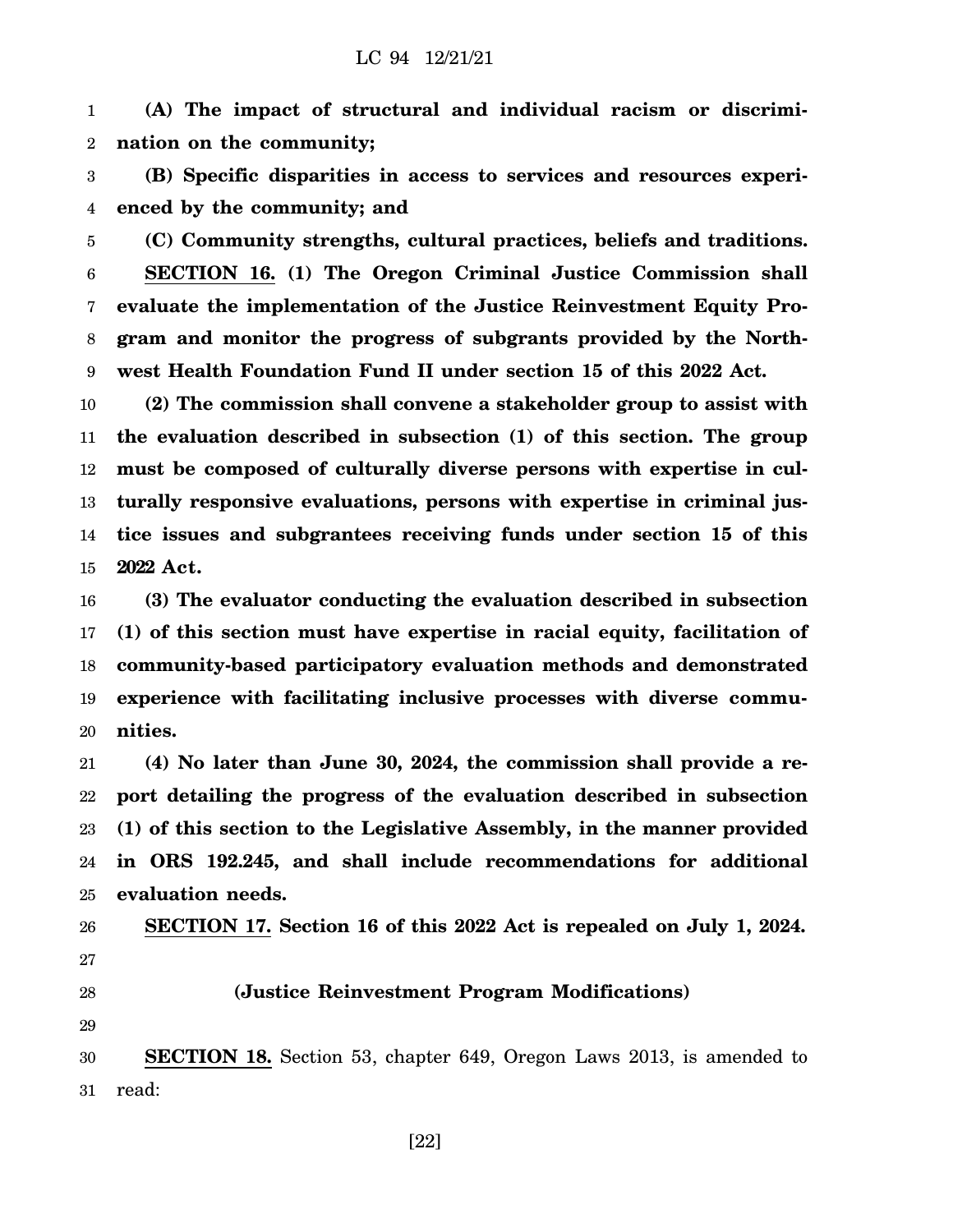**(A) The impact of structural and individual racism or discrimination on the community;**

**(B) Specific disparities in access to services and resources experienced by the community; and**

**(C) Community strengths, cultural practices, beliefs and traditions.**

**SECTION 16. (1) The Oregon Criminal Justice Commission shall evaluate the implementation of the Justice Reinvestment Equity Program and monitor the progress of subgrants provided by the Northwest Health Foundation Fund II under section 15 of this 2022 Act.**

**(2) The commission shall convene a stakeholder group to assist with the evaluation described in subsection (1) of this section. The group must be composed of culturally diverse persons with expertise in culturally responsive evaluations, persons with expertise in criminal justice issues and subgrantees receiving funds under section 15 of this 2022 Act.**

**(3) The evaluator conducting the evaluation described in subsection (1) of this section must have expertise in racial equity, facilitation of community-based participatory evaluation methods and demonstrated experience with facilitating inclusive processes with diverse communities.**

**(4) No later than June 30, 2024, the commission shall provide a report detailing the progress of the evaluation described in subsection (1) of this section to the Legislative Assembly, in the manner provided in ORS 192.245, and shall include recommendations for additional evaluation needs.**

**SECTION 17. Section 16 of this 2022 Act is repealed on July 1, 2024.**

**(Justice Reinvestment Program Modifications)**

**SECTION 18.** Section 53, chapter 649, Oregon Laws 2013, is amended to read: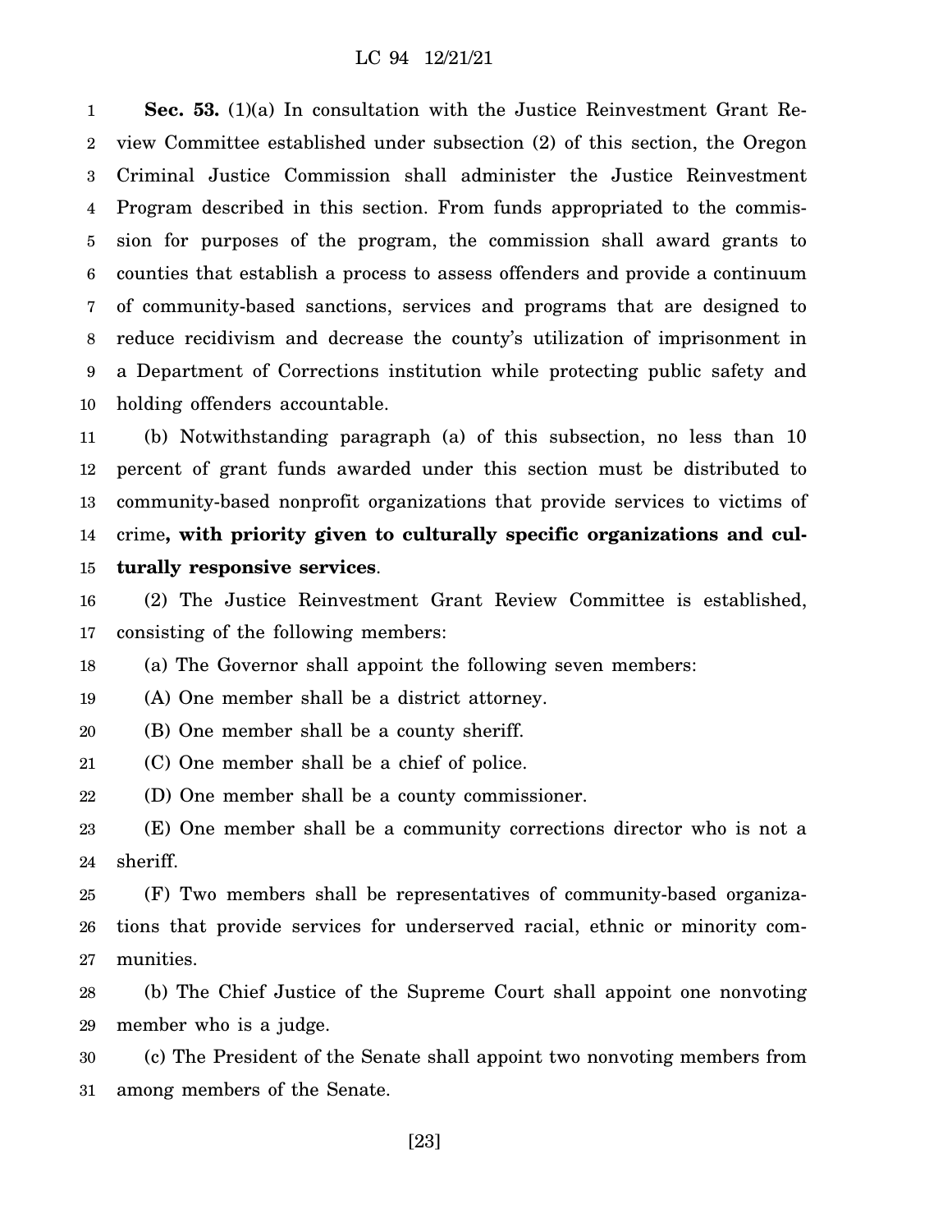**Sec. 53.** (1)(a) In consultation with the Justice Reinvestment Grant Review Committee established under subsection (2) of this section, the Oregon Criminal Justice Commission shall administer the Justice Reinvestment Program described in this section. From funds appropriated to the commission for purposes of the program, the commission shall award grants to counties that establish a process to assess offenders and provide a continuum of community-based sanctions, services and programs that are designed to reduce recidivism and decrease the county's utilization of imprisonment in a Department of Corrections institution while protecting public safety and holding offenders accountable.

(b) Notwithstanding paragraph (a) of this subsection, no less than 10 percent of grant funds awarded under this section must be distributed to community-based nonprofit organizations that provide services to victims of crime**, with priority given to culturally specific organizations and culturally responsive services**.

(2) The Justice Reinvestment Grant Review Committee is established, consisting of the following members:

(a) The Governor shall appoint the following seven members:

(A) One member shall be a district attorney.

(B) One member shall be a county sheriff.

(C) One member shall be a chief of police.

(D) One member shall be a county commissioner.

(E) One member shall be a community corrections director who is not a sheriff.

(F) Two members shall be representatives of community-based organizations that provide services for underserved racial, ethnic or minority communities.

(b) The Chief Justice of the Supreme Court shall appoint one nonvoting member who is a judge.

(c) The President of the Senate shall appoint two nonvoting members from among members of the Senate.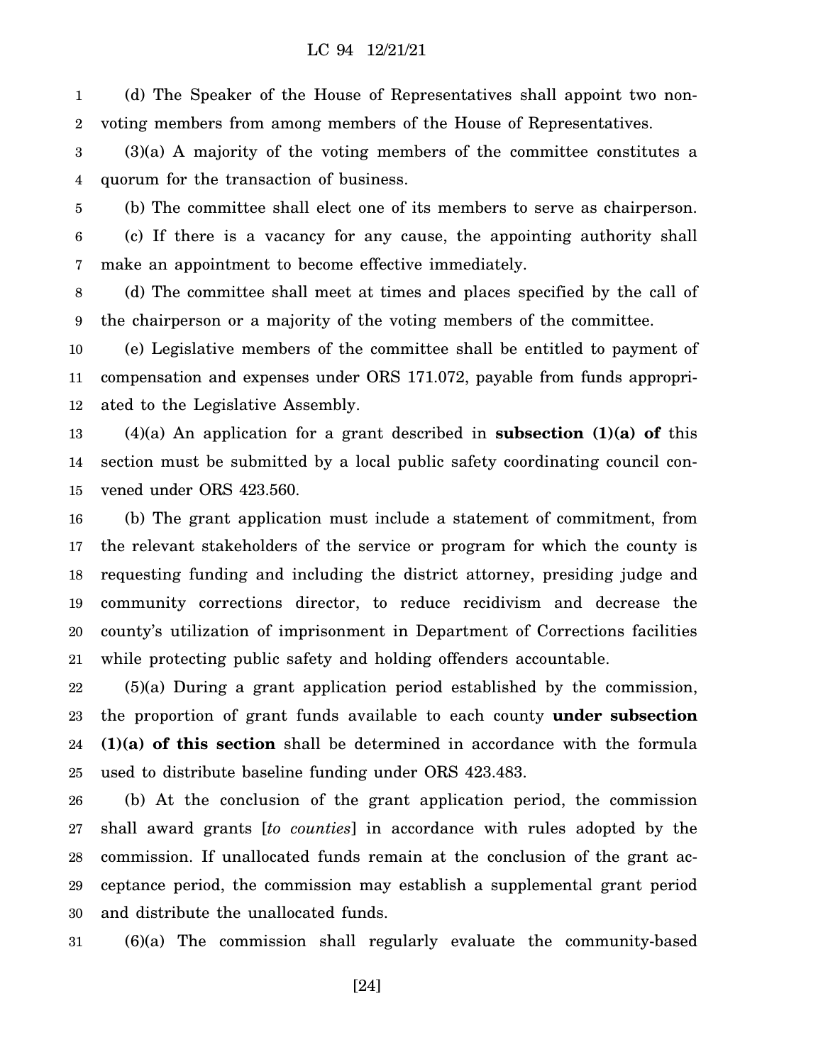(d) The Speaker of the House of Representatives shall appoint two nonvoting members from among members of the House of Representatives.

(3)(a) A majority of the voting members of the committee constitutes a quorum for the transaction of business.

(b) The committee shall elect one of its members to serve as chairperson.

(c) If there is a vacancy for any cause, the appointing authority shall make an appointment to become effective immediately.

(d) The committee shall meet at times and places specified by the call of the chairperson or a majority of the voting members of the committee.

(e) Legislative members of the committee shall be entitled to payment of compensation and expenses under ORS 171.072, payable from funds appropriated to the Legislative Assembly.

(4)(a) An application for a grant described in **subsection (1)(a) of** this section must be submitted by a local public safety coordinating council convened under ORS 423.560.

(b) The grant application must include a statement of commitment, from the relevant stakeholders of the service or program for which the county is requesting funding and including the district attorney, presiding judge and community corrections director, to reduce recidivism and decrease the county's utilization of imprisonment in Department of Corrections facilities while protecting public safety and holding offenders accountable.

(5)(a) During a grant application period established by the commission, the proportion of grant funds available to each county **under subsection (1)(a) of this section** shall be determined in accordance with the formula used to distribute baseline funding under ORS 423.483.

(b) At the conclusion of the grant application period, the commission shall award grants [*to counties*] in accordance with rules adopted by the commission. If unallocated funds remain at the conclusion of the grant acceptance period, the commission may establish a supplemental grant period and distribute the unallocated funds.

(6)(a) The commission shall regularly evaluate the community-based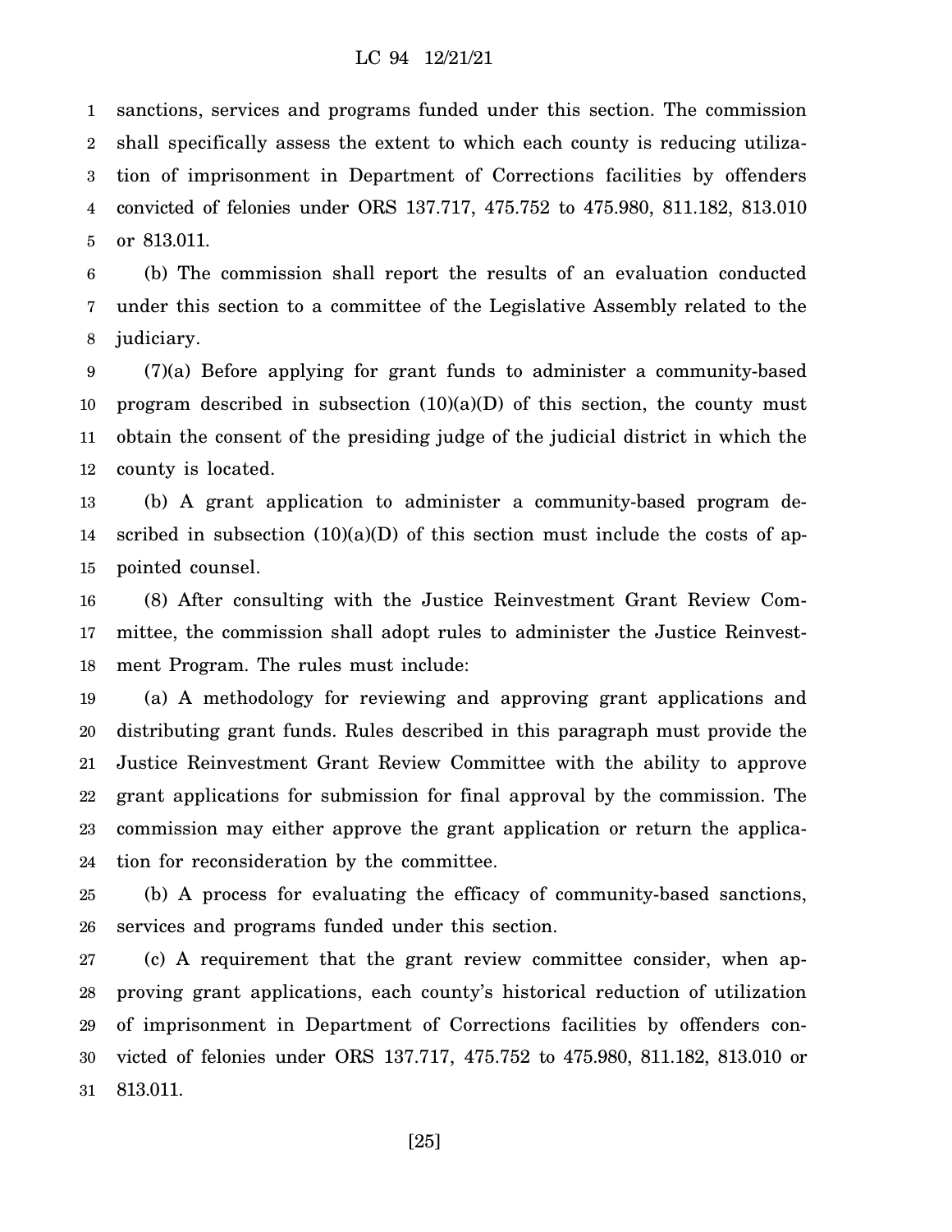sanctions, services and programs funded under this section. The commission shall specifically assess the extent to which each county is reducing utilization of imprisonment in Department of Corrections facilities by offenders convicted of felonies under ORS 137.717, 475.752 to 475.980, 811.182, 813.010 or 813.011.

(b) The commission shall report the results of an evaluation conducted under this section to a committee of the Legislative Assembly related to the judiciary.

(7)(a) Before applying for grant funds to administer a community-based program described in subsection (10)(a)(D) of this section, the county must obtain the consent of the presiding judge of the judicial district in which the county is located.

(b) A grant application to administer a community-based program described in subsection (10)(a)(D) of this section must include the costs of appointed counsel.

(8) After consulting with the Justice Reinvestment Grant Review Committee, the commission shall adopt rules to administer the Justice Reinvestment Program. The rules must include:

(a) A methodology for reviewing and approving grant applications and distributing grant funds. Rules described in this paragraph must provide the Justice Reinvestment Grant Review Committee with the ability to approve grant applications for submission for final approval by the commission. The commission may either approve the grant application or return the application for reconsideration by the committee.

(b) A process for evaluating the efficacy of community-based sanctions, services and programs funded under this section.

(c) A requirement that the grant review committee consider, when approving grant applications, each county's historical reduction of utilization of imprisonment in Department of Corrections facilities by offenders convicted of felonies under ORS 137.717, 475.752 to 475.980, 811.182, 813.010 or 813.011.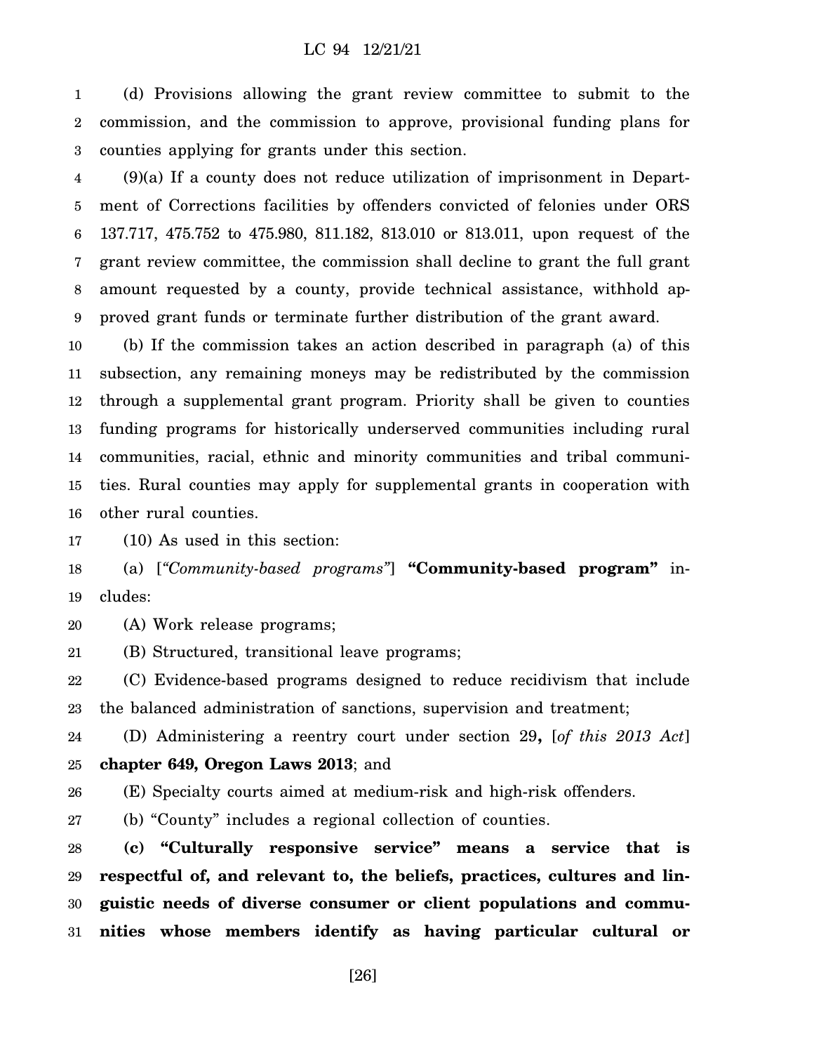(d) Provisions allowing the grant review committee to submit to the commission, and the commission to approve, provisional funding plans for counties applying for grants under this section.

(9)(a) If a county does not reduce utilization of imprisonment in Department of Corrections facilities by offenders convicted of felonies under ORS 137.717, 475.752 to 475.980, 811.182, 813.010 or 813.011, upon request of the grant review committee, the commission shall decline to grant the full grant amount requested by a county, provide technical assistance, withhold approved grant funds or terminate further distribution of the grant award.

(b) If the commission takes an action described in paragraph (a) of this subsection, any remaining moneys may be redistributed by the commission through a supplemental grant program. Priority shall be given to counties funding programs for historically underserved communities including rural communities, racial, ethnic and minority communities and tribal communities. Rural counties may apply for supplemental grants in cooperation with other rural counties.

(10) As used in this section:

(a) [*"Community-based programs"*] **"Community-based program"** includes:

(A) Work release programs;

(B) Structured, transitional leave programs;

(C) Evidence-based programs designed to reduce recidivism that include the balanced administration of sanctions, supervision and treatment;

(D) Administering a reentry court under section 29**,** [*of this 2013 Act*] **chapter 649, Oregon Laws 2013**; and

(E) Specialty courts aimed at medium-risk and high-risk offenders.

(b) "County" includes a regional collection of counties.

**(c) "Culturally responsive service" means a service that is respectful of, and relevant to, the beliefs, practices, cultures and linguistic needs of diverse consumer or client populations and communities whose members identify as having particular cultural or**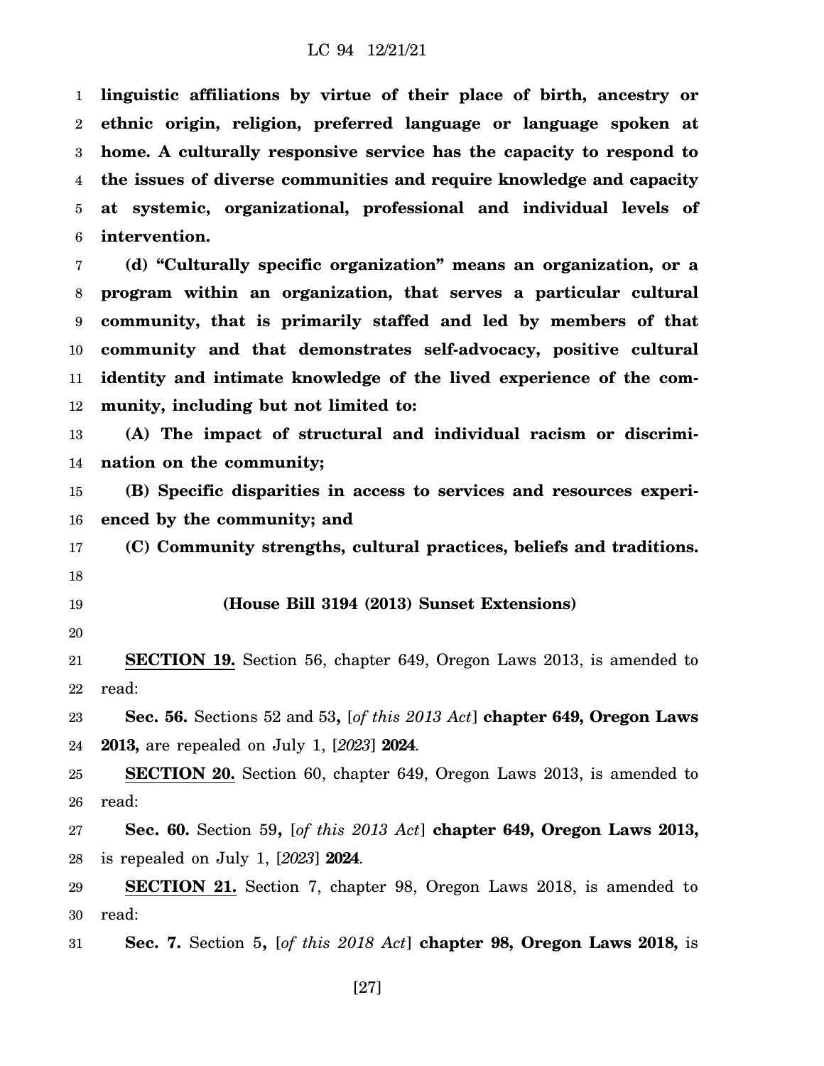**linguistic affiliations by virtue of their place of birth, ancestry or ethnic origin, religion, preferred language or language spoken at home. A culturally responsive service has the capacity to respond to the issues of diverse communities and require knowledge and capacity at systemic, organizational, professional and individual levels of intervention.**

**(d) "Culturally specific organization" means an organization, or a program within an organization, that serves a particular cultural community, that is primarily staffed and led by members of that community and that demonstrates self-advocacy, positive cultural identity and intimate knowledge of the lived experience of the community, including but not limited to:**

**(A) The impact of structural and individual racism or discrimination on the community;**

**(B) Specific disparities in access to services and resources experienced by the community; and**

**(C) Community strengths, cultural practices, beliefs and traditions.**

**(House Bill 3194 (2013) Sunset Extensions)**

**SECTION 19.** Section 56, chapter 649, Oregon Laws 2013, is amended to read:

**Sec. 56.** Sections 52 and 53**,** [*of this 2013 Act*] **chapter 649, Oregon Laws 2013,** are repealed on July 1, [*2023*] **2024**.

**SECTION 20.** Section 60, chapter 649, Oregon Laws 2013, is amended to read:

**Sec. 60.** Section 59**,** [*of this 2013 Act*] **chapter 649, Oregon Laws 2013,** is repealed on July 1, [*2023*] **2024**.

**SECTION 21.** Section 7, chapter 98, Oregon Laws 2018, is amended to read:

**Sec. 7.** Section 5**,** [*of this 2018 Act*] **chapter 98, Oregon Laws 2018,** is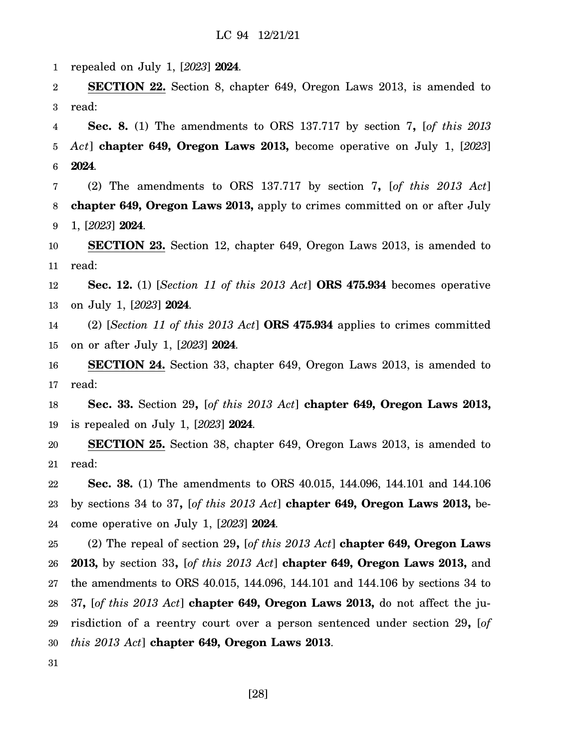repealed on July 1, [*2023*] **2024**.

**SECTION 22.** Section 8, chapter 649, Oregon Laws 2013, is amended to read:

**Sec. 8.** (1) The amendments to ORS 137.717 by section 7**,** [*of this 2013 Act*] **chapter 649, Oregon Laws 2013,** become operative on July 1, [*2023*] **2024**.

(2) The amendments to ORS 137.717 by section 7**,** [*of this 2013 Act*] **chapter 649, Oregon Laws 2013,** apply to crimes committed on or after July 1, [*2023*] **2024**.

**SECTION 23.** Section 12, chapter 649, Oregon Laws 2013, is amended to read:

**Sec. 12.** (1) [*Section 11 of this 2013 Act*] **ORS 475.934** becomes operative on July 1, [*2023*] **2024**.

(2) [*Section 11 of this 2013 Act*] **ORS 475.934** applies to crimes committed on or after July 1, [*2023*] **2024**.

**SECTION 24.** Section 33, chapter 649, Oregon Laws 2013, is amended to read:

**Sec. 33.** Section 29**,** [*of this 2013 Act*] **chapter 649, Oregon Laws 2013,** is repealed on July 1, [*2023*] **2024**.

**SECTION 25.** Section 38, chapter 649, Oregon Laws 2013, is amended to read:

**Sec. 38.** (1) The amendments to ORS 40.015, 144.096, 144.101 and 144.106 by sections 34 to 37**,** [*of this 2013 Act*] **chapter 649, Oregon Laws 2013,** become operative on July 1, [*2023*] **2024**.

(2) The repeal of section 29**,** [*of this 2013 Act*] **chapter 649, Oregon Laws 2013,** by section 33**,** [*of this 2013 Act*] **chapter 649, Oregon Laws 2013,** and the amendments to ORS 40.015, 144.096, 144.101 and 144.106 by sections 34 to 37**,** [*of this 2013 Act*] **chapter 649, Oregon Laws 2013,** do not affect the jurisdiction of a reentry court over a person sentenced under section 29**,** [*of this 2013 Act*] **chapter 649, Oregon Laws 2013**.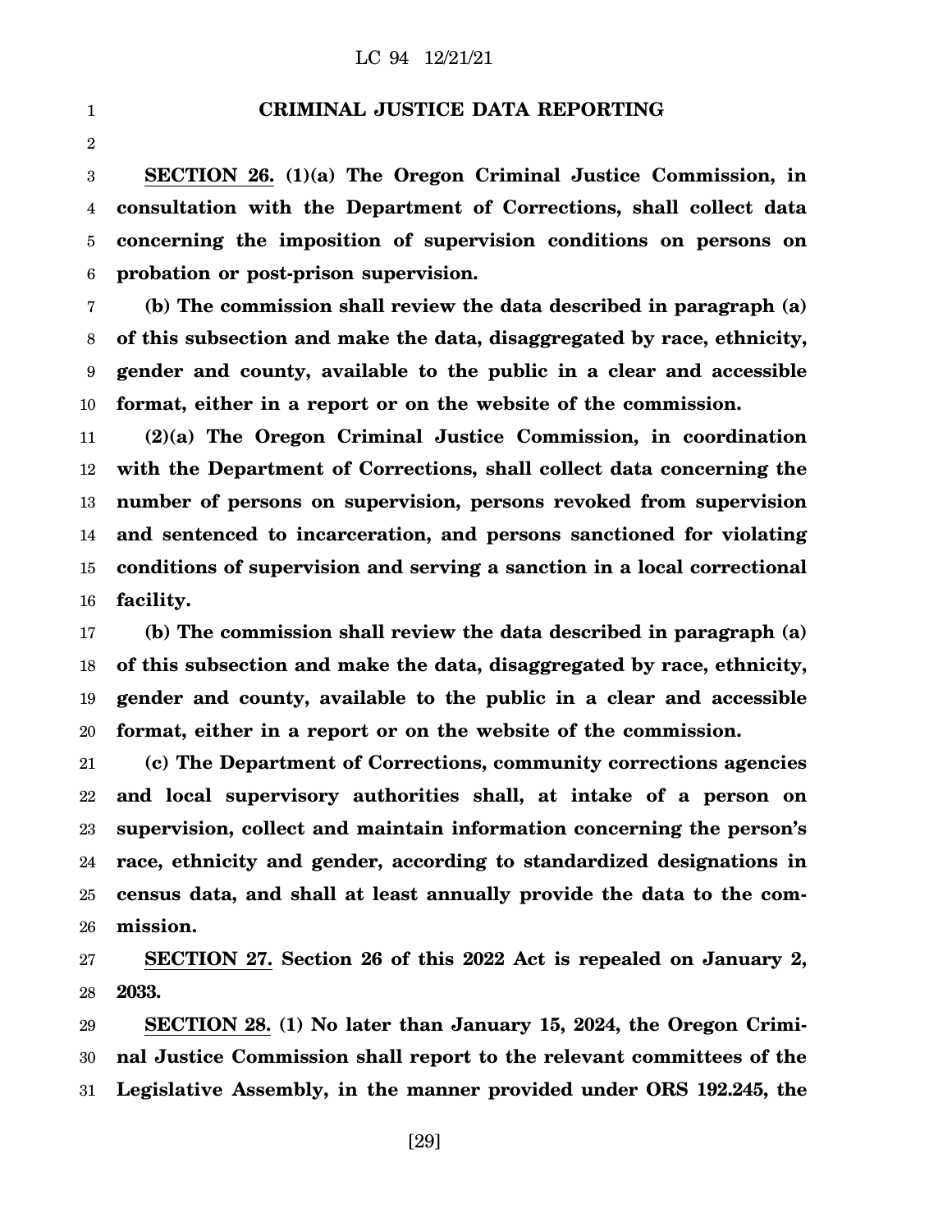## CRIMINAL JUSTICE DATA REPORTING

**SECTION 26. (1)(a) The Oregon Criminal Justice Commission, in consultation with the Department of Corrections, shall collect data concerning the imposition of supervision conditions on persons on probation or post-prison supervision.**

**(b) The commission shall review the data described in paragraph (a) of this subsection and make the data, disaggregated by race, ethnicity, gender and county, available to the public in a clear and accessible format, either in a report or on the website of the commission.**

**(2)(a) The Oregon Criminal Justice Commission, in coordination with the Department of Corrections, shall collect data concerning the number of persons on supervision, persons revoked from supervision and sentenced to incarceration, and persons sanctioned for violating conditions of supervision and serving a sanction in a local correctional facility.**

**(b) The commission shall review the data described in paragraph (a) of this subsection and make the data, disaggregated by race, ethnicity, gender and county, available to the public in a clear and accessible format, either in a report or on the website of the commission.**

**(c) The Department of Corrections, community corrections agencies and local supervisory authorities shall, at intake of a person on supervision, collect and maintain information concerning the person's race, ethnicity and gender, according to standardized designations in census data, and shall at least annually provide the data to the commission.**

**SECTION 27. Section 26 of this 2022 Act is repealed on January 2, 2033.**

**SECTION 28. (1) No later than January 15, 2024, the Oregon Criminal Justice Commission shall report to the relevant committees of the Legislative Assembly, in the manner provided under ORS 192.245, the**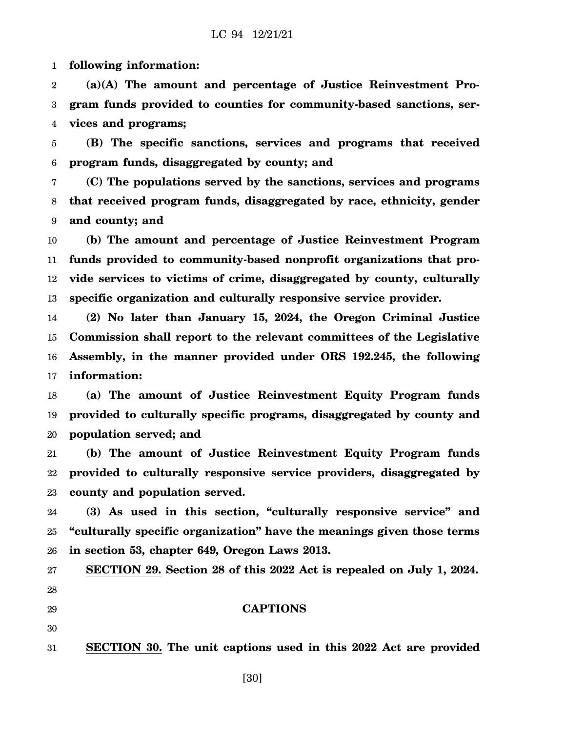**following information:**

**(a)(A) The amount and percentage of Justice Reinvestment Program funds provided to counties for community-based sanctions, services and programs;**

**(B) The specific sanctions, services and programs that received program funds, disaggregated by county; and**

**(C) The populations served by the sanctions, services and programs that received program funds, disaggregated by race, ethnicity, gender and county; and**

**(b) The amount and percentage of Justice Reinvestment Program funds provided to community-based nonprofit organizations that provide services to victims of crime, disaggregated by county, culturally specific organization and culturally responsive service provider.**

**(2) No later than January 15, 2024, the Oregon Criminal Justice Commission shall report to the relevant committees of the Legislative Assembly, in the manner provided under ORS 192.245, the following information:**

**(a) The amount of Justice Reinvestment Equity Program funds provided to culturally specific programs, disaggregated by county and population served; and**

**(b) The amount of Justice Reinvestment Equity Program funds provided to culturally responsive service providers, disaggregated by county and population served.**

**(3) As used in this section, "culturally responsive service" and "culturally specific organization" have the meanings given those terms in section 53, chapter 649, Oregon Laws 2013.**

**SECTION 29. Section 28 of this 2022 Act is repealed on July 1, 2024.**

## CAPTIONS

**SECTION 30. The unit captions used in this 2022 Act are provided**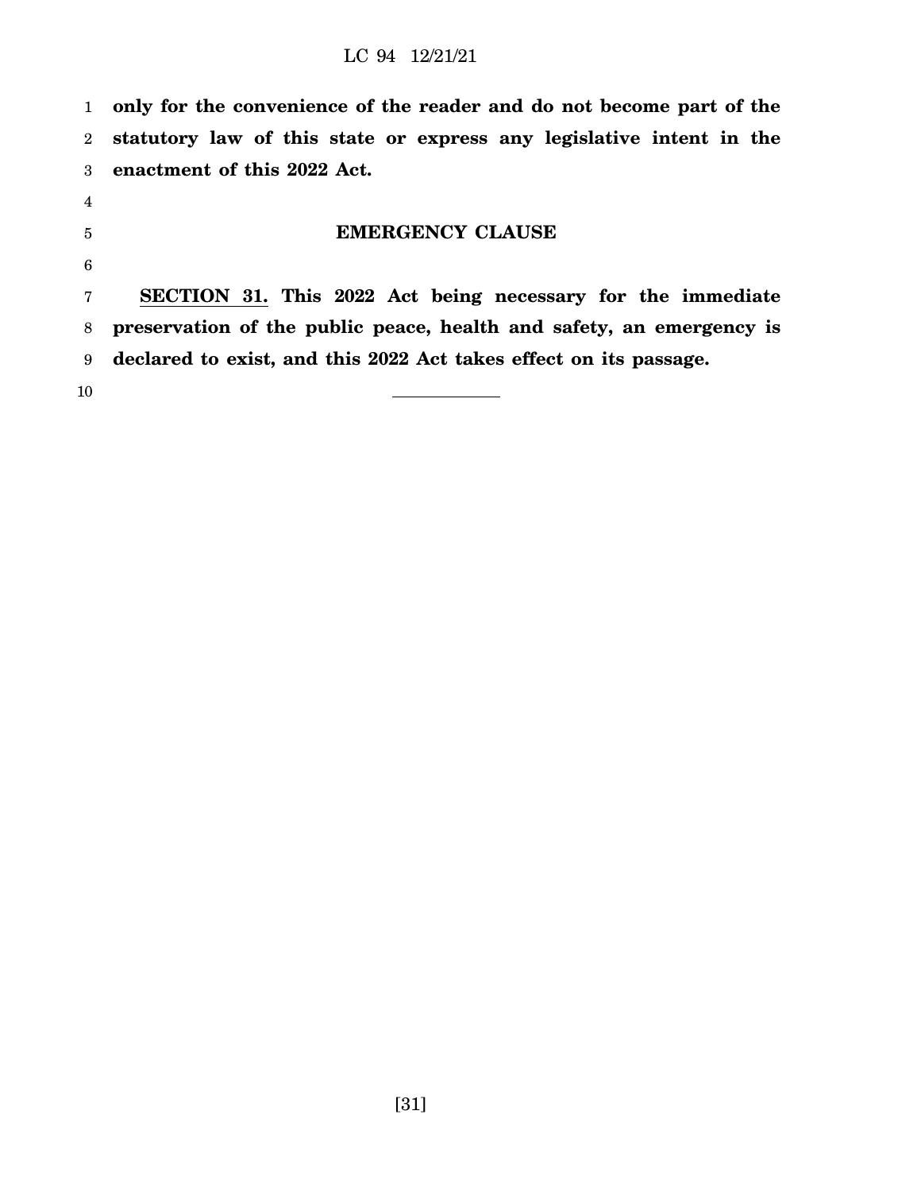**only for the convenience of the reader and do not become part of the statutory law of this state or express any legislative intent in the enactment of this 2022 Act.**

## EMERGENCY CLAUSE

**SECTION 31. This 2022 Act being necessary for the immediate preservation of the public peace, health and safety, an emergency is declared to exist, and this 2022 Act takes effect on its passage.**